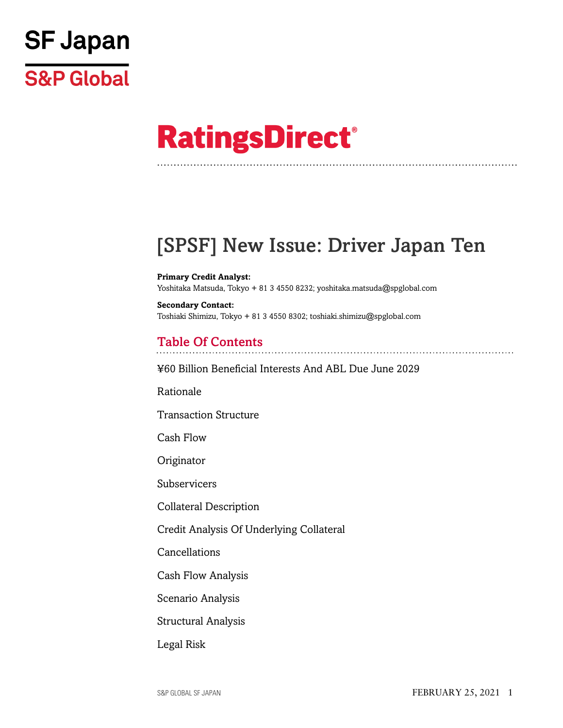SF Japan

S&P Global

# RatingsDirect®

## [SPSF] New Issue: Driver Japan Ten

**Primary Credit Analyst:**
Yoshitaka Matsuda, Tokyo + 81 3 4550 8232; yoshitaka.matsuda@spglobal.com

**Secondary Contact:**
Toshiaki Shimizu, Tokyo + 81 3 4550 8302; toshiaki.shimizu@spglobal.com

## Table Of Contents

¥60 Billion Beneficial Interests And ABL Due June 2029

Rationale

Transaction Structure

Cash Flow

Originator

Subservicers

Collateral Description

Credit Analysis Of Underlying Collateral

Cancellations

Cash Flow Analysis

Scenario Analysis

Structural Analysis

Legal Risk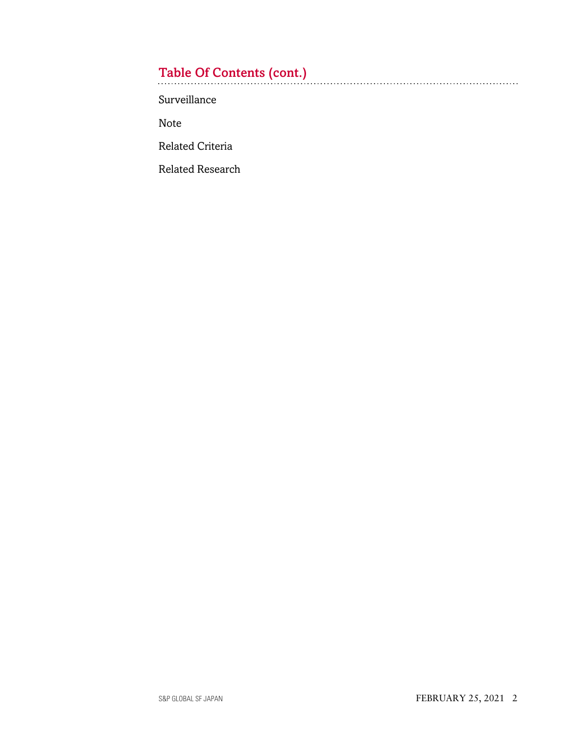## Table Of Contents (cont.)

Surveillance

Note

Related Criteria

Related Research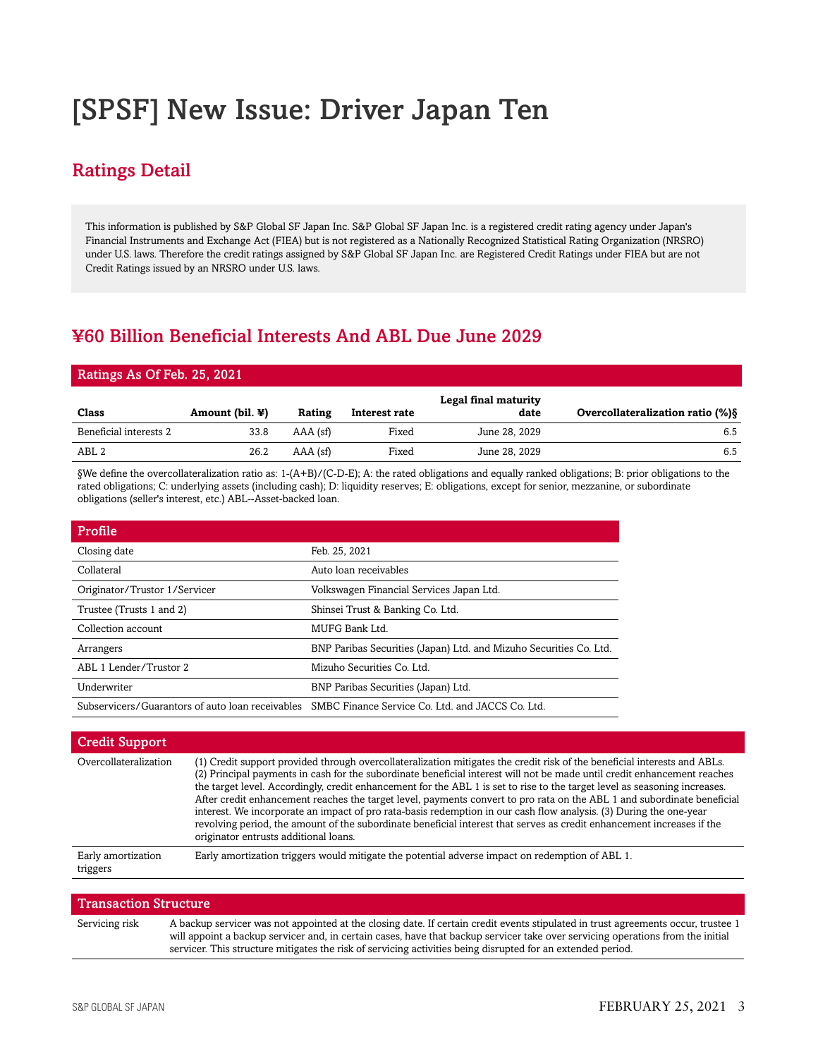# [SPSF] New Issue: Driver Japan Ten

## Ratings Detail

This information is published by S&P Global SF Japan Inc. S&P Global SF Japan Inc. is a registered credit rating agency under Japan's Financial Instruments and Exchange Act (FIEA) but is not registered as a Nationally Recognized Statistical Rating Organization (NRSRO) under U.S. laws. Therefore the credit ratings assigned by S&P Global SF Japan Inc. are Registered Credit Ratings under FIEA but are not Credit Ratings issued by an NRSRO under U.S. laws.

## ¥60 Billion Beneficial Interests And ABL Due June 2029

### Ratings As Of Feb. 25, 2021

| Class | Amount (bil. ¥) | Rating | Interest rate | Legal final maturity date | Overcollateralization ratio (%)§ |
|---|---|---|---|---|---|
| Beneficial interests 2 | 33.8 | AAA (sf) | Fixed | June 28, 2029 | 6.5 |
| ABL 2 | 26.2 | AAA (sf) | Fixed | June 28, 2029 | 6.5 |

§We define the overcollateralization ratio as: 1-(A+B)/(C-D-E); A: the rated obligations and equally ranked obligations; B: prior obligations to the rated obligations; C: underlying assets (including cash); D: liquidity reserves; E: obligations, except for senior, mezzanine, or subordinate obligations (seller's interest, etc.) ABL--Asset-backed loan.

### Profile

| | |
|---|---|
| Closing date | Feb. 25, 2021 |
| Collateral | Auto loan receivables |
| Originator/Trustor 1/Servicer | Volkswagen Financial Services Japan Ltd. |
| Trustee (Trusts 1 and 2) | Shinsei Trust & Banking Co. Ltd. |
| Collection account | MUFG Bank Ltd. |
| Arrangers | BNP Paribas Securities (Japan) Ltd. and Mizuho Securities Co. Ltd. |
| ABL 1 Lender/Trustor 2 | Mizuho Securities Co. Ltd. |
| Underwriter | BNP Paribas Securities (Japan) Ltd. |
| Subservicers/Guarantors of auto loan receivables | SMBC Finance Service Co. Ltd. and JACCS Co. Ltd. |

### Credit Support

| | |
|---|---|
| Overcollateralization | (1) Credit support provided through overcollateralization mitigates the credit risk of the beneficial interests and ABLs. (2) Principal payments in cash for the subordinate beneficial interest will not be made until credit enhancement reaches the target level. Accordingly, credit enhancement for the ABL 1 is set to rise to the target level as seasoning increases. After credit enhancement reaches the target level, payments convert to pro rata on the ABL 1 and subordinate beneficial interest. We incorporate an impact of pro rata-basis redemption in our cash flow analysis. (3) During the one-year revolving period, the amount of the subordinate beneficial interest that serves as credit enhancement increases if the originator entrusts additional loans. |
| Early amortization triggers | Early amortization triggers would mitigate the potential adverse impact on redemption of ABL 1. |

### Transaction Structure

| | |
|---|---|
| Servicing risk | A backup servicer was not appointed at the closing date. If certain credit events stipulated in trust agreements occur, trustee 1 will appoint a backup servicer and, in certain cases, have that backup servicer take over servicing operations from the initial servicer. This structure mitigates the risk of servicing activities being disrupted for an extended period. |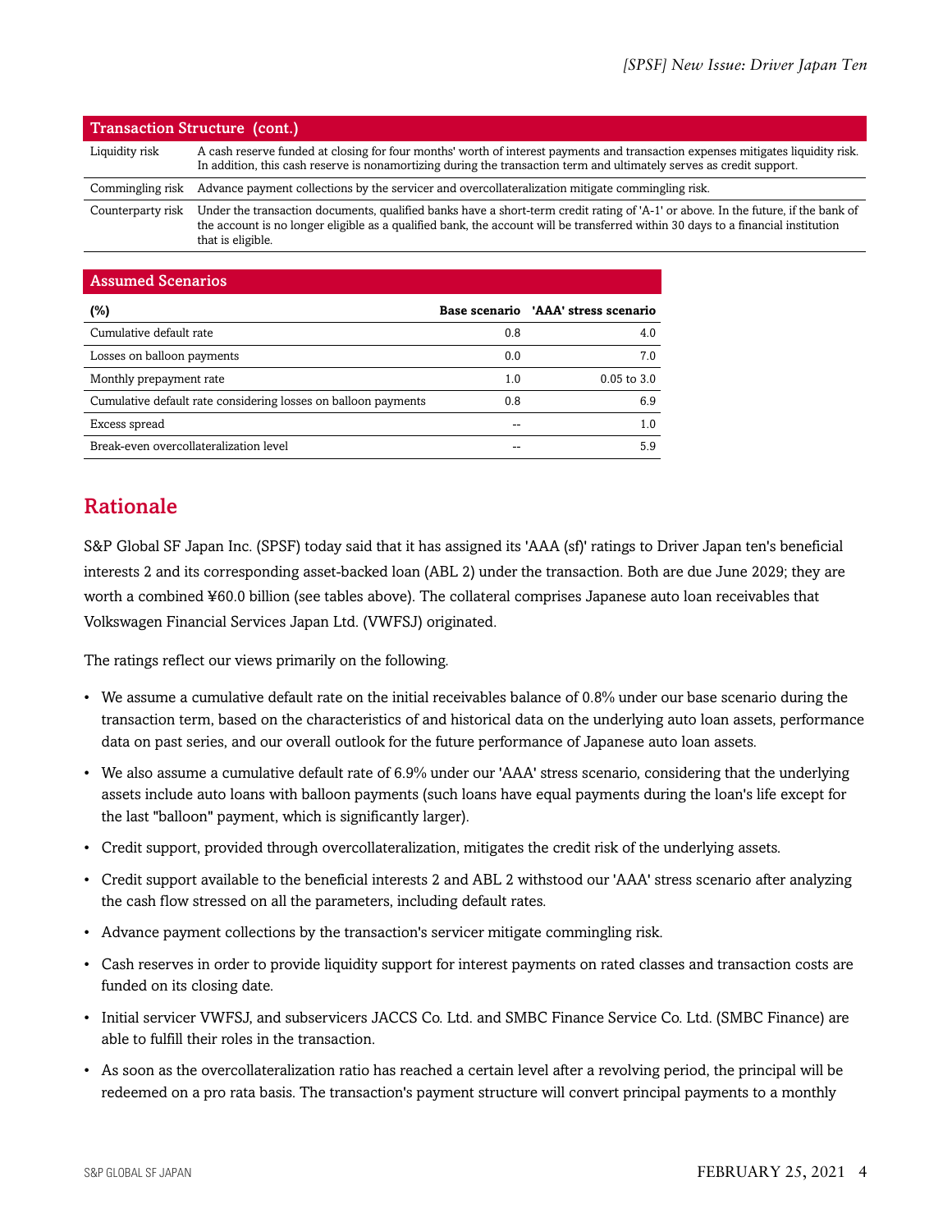| Transaction Structure (cont.) | |
|---|---|
| Liquidity risk | A cash reserve funded at closing for four months' worth of interest payments and transaction expenses mitigates liquidity risk. In addition, this cash reserve is nonamortizing during the transaction term and ultimately serves as credit support. |
| Commingling risk | Advance payment collections by the servicer and overcollateralization mitigate commingling risk. |
| Counterparty risk | Under the transaction documents, qualified banks have a short-term credit rating of 'A-1' or above. In the future, if the bank of the account is no longer eligible as a qualified bank, the account will be transferred within 30 days to a financial institution that is eligible. |

**Assumed Scenarios**

| (%) | Base scenario | 'AAA' stress scenario |
|---|---|---|
| Cumulative default rate | 0.8 | 4.0 |
| Losses on balloon payments | 0.0 | 7.0 |
| Monthly prepayment rate | 1.0 | 0.05 to 3.0 |
| Cumulative default rate considering losses on balloon payments | 0.8 | 6.9 |
| Excess spread | -- | 1.0 |
| Break-even overcollateralization level | -- | 5.9 |

## Rationale

S&P Global SF Japan Inc. (SPSF) today said that it has assigned its 'AAA (sf)' ratings to Driver Japan ten's beneficial interests 2 and its corresponding asset-backed loan (ABL 2) under the transaction. Both are due June 2029; they are worth a combined ¥60.0 billion (see tables above). The collateral comprises Japanese auto loan receivables that Volkswagen Financial Services Japan Ltd. (VWFSJ) originated.

The ratings reflect our views primarily on the following.

- We assume a cumulative default rate on the initial receivables balance of 0.8% under our base scenario during the transaction term, based on the characteristics of and historical data on the underlying auto loan assets, performance data on past series, and our overall outlook for the future performance of Japanese auto loan assets.
- We also assume a cumulative default rate of 6.9% under our 'AAA' stress scenario, considering that the underlying assets include auto loans with balloon payments (such loans have equal payments during the loan's life except for the last "balloon" payment, which is significantly larger).
- Credit support, provided through overcollateralization, mitigates the credit risk of the underlying assets.
- Credit support available to the beneficial interests 2 and ABL 2 withstood our 'AAA' stress scenario after analyzing the cash flow stressed on all the parameters, including default rates.
- Advance payment collections by the transaction's servicer mitigate commingling risk.
- Cash reserves in order to provide liquidity support for interest payments on rated classes and transaction costs are funded on its closing date.
- Initial servicer VWFSJ, and subservicers JACCS Co. Ltd. and SMBC Finance Service Co. Ltd. (SMBC Finance) are able to fulfill their roles in the transaction.
- As soon as the overcollateralization ratio has reached a certain level after a revolving period, the principal will be redeemed on a pro rata basis. The transaction's payment structure will convert principal payments to a monthly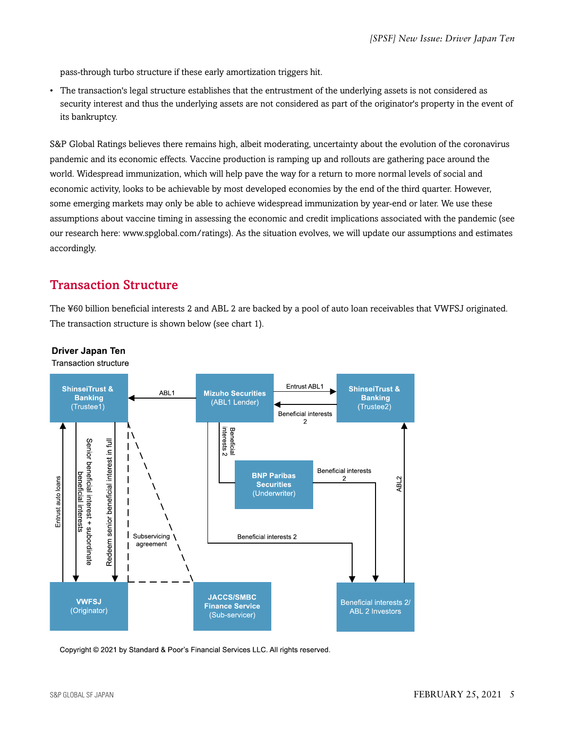pass-through turbo structure if these early amortization triggers hit.

- The transaction's legal structure establishes that the entrustment of the underlying assets is not considered as security interest and thus the underlying assets are not considered as part of the originator's property in the event of its bankruptcy.

S&P Global Ratings believes there remains high, albeit moderating, uncertainty about the evolution of the coronavirus pandemic and its economic effects. Vaccine production is ramping up and rollouts are gathering pace around the world. Widespread immunization, which will help pave the way for a return to more normal levels of social and economic activity, looks to be achievable by most developed economies by the end of the third quarter. However, some emerging markets may only be able to achieve widespread immunization by year-end or later. We use these assumptions about vaccine timing in assessing the economic and credit implications associated with the pandemic (see our research here: www.spglobal.com/ratings). As the situation evolves, we will update our assumptions and estimates accordingly.

## Transaction Structure

The ¥60 billion beneficial interests 2 and ABL 2 are backed by a pool of auto loan receivables that VWFSJ originated. The transaction structure is shown below (see chart 1).

**Driver Japan Ten**

Transaction structure

- ShinseiTrust & Banking (Trustee1)
- Mizuho Securities (ABL1 Lender)
- ShinseiTrust & Banking (Trustee2)
- BNP Paribas Securities (Underwriter)
- VWFSJ (Originator)
- JACCS/SMBC Finance Service (Sub-servicer)
- Beneficial interests 2/ ABL 2 Investors

Flows:
- Mizuho Securities → ShinseiTrust & Banking (Trustee1): ABL1
- Mizuho Securities → ShinseiTrust & Banking (Trustee2): Entrust ABL1
- ShinseiTrust & Banking (Trustee2) → Mizuho Securities: Beneficial interests 2
- Mizuho Securities → BNP Paribas Securities: Beneficial interests 2
- BNP Paribas Securities → Beneficial interests 2/ABL 2 Investors: Beneficial interests 2
- Mizuho Securities → Beneficial interests 2/ABL 2 Investors: Beneficial interests 2
- Beneficial interests 2/ABL 2 Investors → ShinseiTrust & Banking (Trustee2): ABL2
- VWFSJ → ShinseiTrust & Banking (Trustee1): Entrust auto loans
- ShinseiTrust & Banking (Trustee1) → VWFSJ: Senior beneficial interest + subordinate beneficial interests
- ShinseiTrust & Banking (Trustee1) → VWFSJ: Redeem senior beneficial interest in full
- ShinseiTrust & Banking (Trustee1) / VWFSJ – JACCS/SMBC Finance Service: Subservicing agreement

Copyright © 2021 by Standard & Poor's Financial Services LLC. All rights reserved.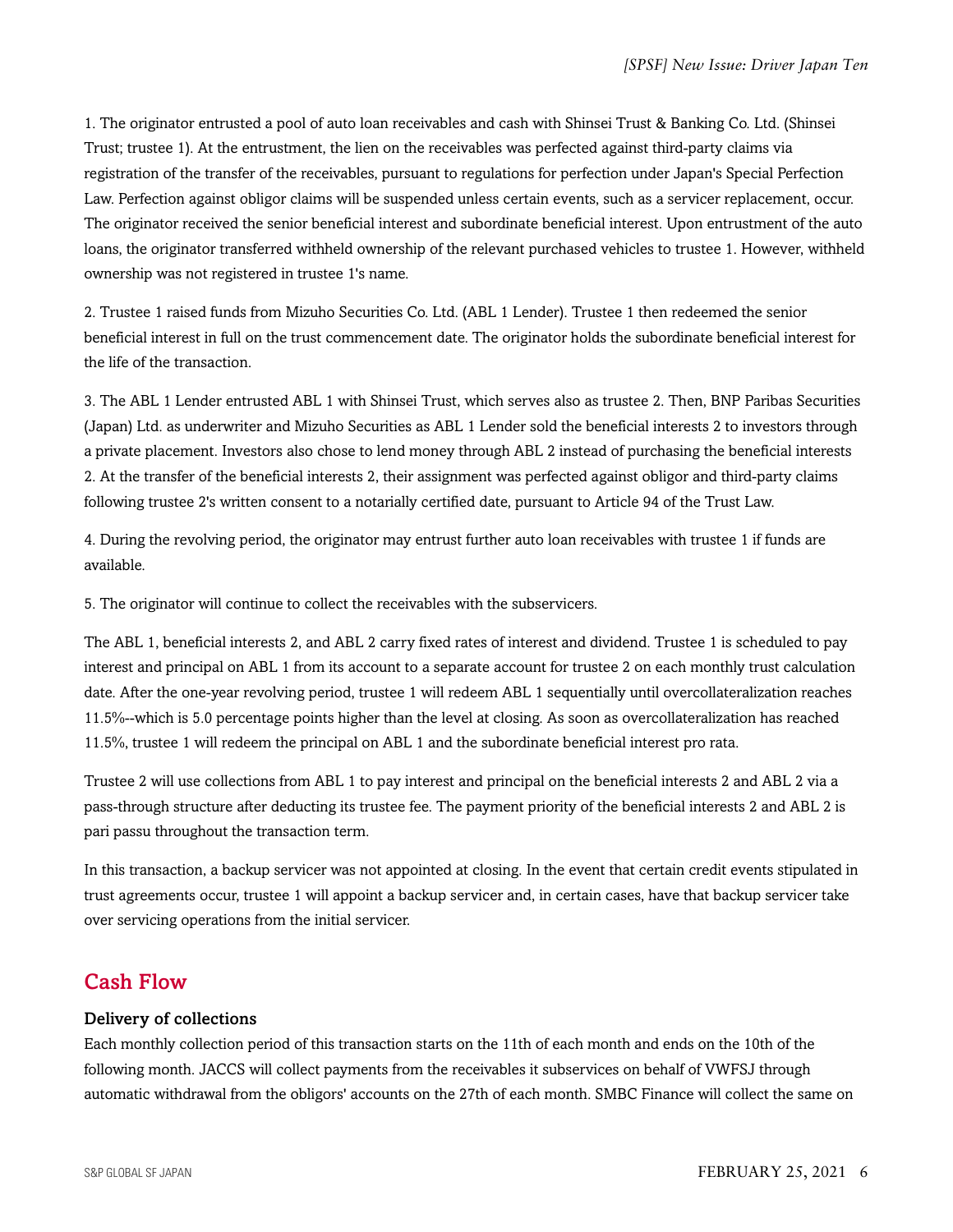1. The originator entrusted a pool of auto loan receivables and cash with Shinsei Trust & Banking Co. Ltd. (Shinsei Trust; trustee 1). At the entrustment, the lien on the receivables was perfected against third-party claims via registration of the transfer of the receivables, pursuant to regulations for perfection under Japan's Special Perfection Law. Perfection against obligor claims will be suspended unless certain events, such as a servicer replacement, occur. The originator received the senior beneficial interest and subordinate beneficial interest. Upon entrustment of the auto loans, the originator transferred withheld ownership of the relevant purchased vehicles to trustee 1. However, withheld ownership was not registered in trustee 1's name.

2. Trustee 1 raised funds from Mizuho Securities Co. Ltd. (ABL 1 Lender). Trustee 1 then redeemed the senior beneficial interest in full on the trust commencement date. The originator holds the subordinate beneficial interest for the life of the transaction.

3. The ABL 1 Lender entrusted ABL 1 with Shinsei Trust, which serves also as trustee 2. Then, BNP Paribas Securities (Japan) Ltd. as underwriter and Mizuho Securities as ABL 1 Lender sold the beneficial interests 2 to investors through a private placement. Investors also chose to lend money through ABL 2 instead of purchasing the beneficial interests 2. At the transfer of the beneficial interests 2, their assignment was perfected against obligor and third-party claims following trustee 2's written consent to a notarially certified date, pursuant to Article 94 of the Trust Law.

4. During the revolving period, the originator may entrust further auto loan receivables with trustee 1 if funds are available.

5. The originator will continue to collect the receivables with the subservicers.

The ABL 1, beneficial interests 2, and ABL 2 carry fixed rates of interest and dividend. Trustee 1 is scheduled to pay interest and principal on ABL 1 from its account to a separate account for trustee 2 on each monthly trust calculation date. After the one-year revolving period, trustee 1 will redeem ABL 1 sequentially until overcollateralization reaches 11.5%--which is 5.0 percentage points higher than the level at closing. As soon as overcollateralization has reached 11.5%, trustee 1 will redeem the principal on ABL 1 and the subordinate beneficial interest pro rata.

Trustee 2 will use collections from ABL 1 to pay interest and principal on the beneficial interests 2 and ABL 2 via a pass-through structure after deducting its trustee fee. The payment priority of the beneficial interests 2 and ABL 2 is pari passu throughout the transaction term.

In this transaction, a backup servicer was not appointed at closing. In the event that certain credit events stipulated in trust agreements occur, trustee 1 will appoint a backup servicer and, in certain cases, have that backup servicer take over servicing operations from the initial servicer.

## Cash Flow

### Delivery of collections

Each monthly collection period of this transaction starts on the 11th of each month and ends on the 10th of the following month. JACCS will collect payments from the receivables it subservices on behalf of VWFSJ through automatic withdrawal from the obligors' accounts on the 27th of each month. SMBC Finance will collect the same on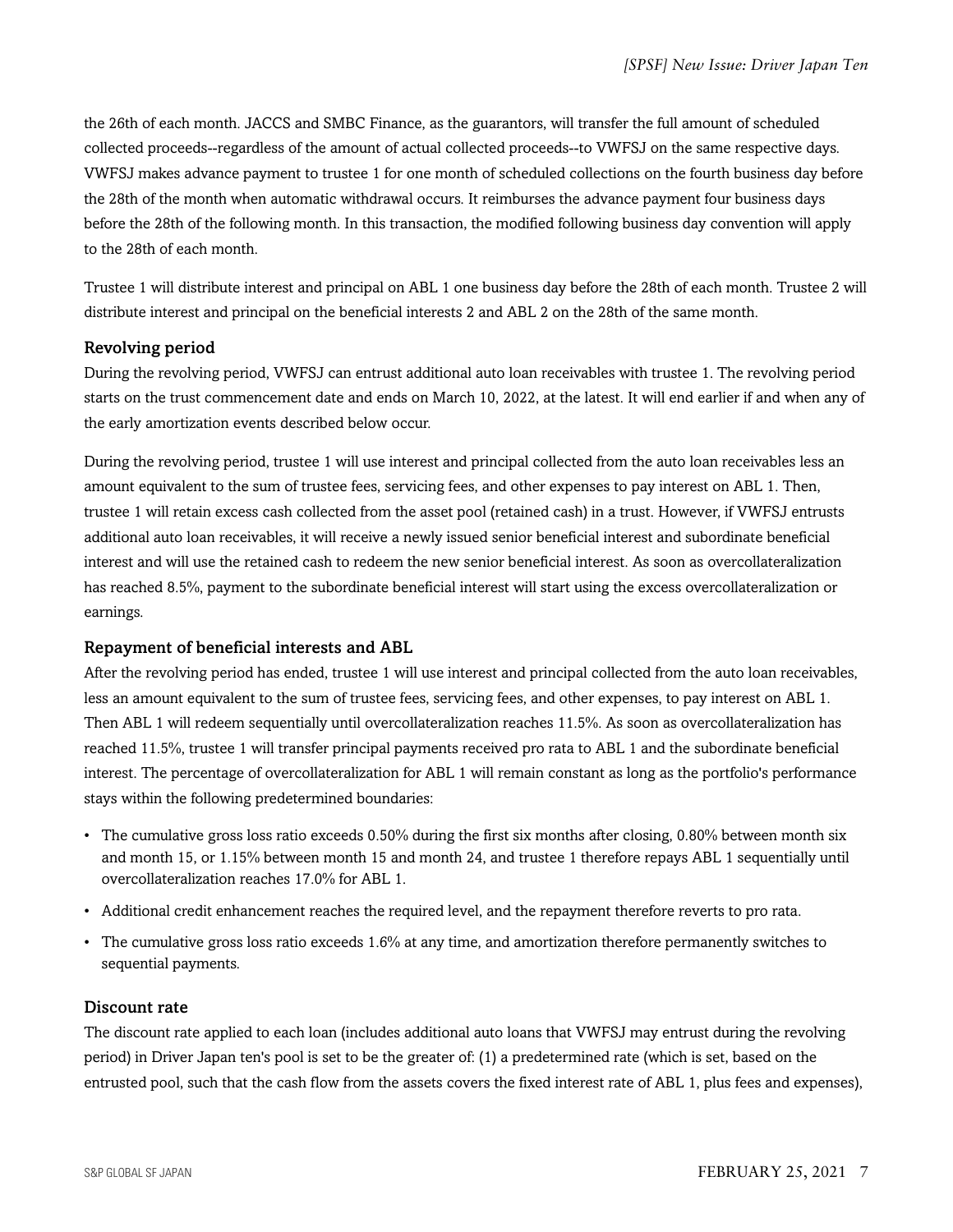the 26th of each month. JACCS and SMBC Finance, as the guarantors, will transfer the full amount of scheduled collected proceeds--regardless of the amount of actual collected proceeds--to VWFSJ on the same respective days. VWFSJ makes advance payment to trustee 1 for one month of scheduled collections on the fourth business day before the 28th of the month when automatic withdrawal occurs. It reimburses the advance payment four business days before the 28th of the following month. In this transaction, the modified following business day convention will apply to the 28th of each month.

Trustee 1 will distribute interest and principal on ABL 1 one business day before the 28th of each month. Trustee 2 will distribute interest and principal on the beneficial interests 2 and ABL 2 on the 28th of the same month.

### Revolving period

During the revolving period, VWFSJ can entrust additional auto loan receivables with trustee 1. The revolving period starts on the trust commencement date and ends on March 10, 2022, at the latest. It will end earlier if and when any of the early amortization events described below occur.

During the revolving period, trustee 1 will use interest and principal collected from the auto loan receivables less an amount equivalent to the sum of trustee fees, servicing fees, and other expenses to pay interest on ABL 1. Then, trustee 1 will retain excess cash collected from the asset pool (retained cash) in a trust. However, if VWFSJ entrusts additional auto loan receivables, it will receive a newly issued senior beneficial interest and subordinate beneficial interest and will use the retained cash to redeem the new senior beneficial interest. As soon as overcollateralization has reached 8.5%, payment to the subordinate beneficial interest will start using the excess overcollateralization or earnings.

### Repayment of beneficial interests and ABL

After the revolving period has ended, trustee 1 will use interest and principal collected from the auto loan receivables, less an amount equivalent to the sum of trustee fees, servicing fees, and other expenses, to pay interest on ABL 1. Then ABL 1 will redeem sequentially until overcollateralization reaches 11.5%. As soon as overcollateralization has reached 11.5%, trustee 1 will transfer principal payments received pro rata to ABL 1 and the subordinate beneficial interest. The percentage of overcollateralization for ABL 1 will remain constant as long as the portfolio's performance stays within the following predetermined boundaries:

- The cumulative gross loss ratio exceeds 0.50% during the first six months after closing, 0.80% between month six and month 15, or 1.15% between month 15 and month 24, and trustee 1 therefore repays ABL 1 sequentially until overcollateralization reaches 17.0% for ABL 1.
- Additional credit enhancement reaches the required level, and the repayment therefore reverts to pro rata.
- The cumulative gross loss ratio exceeds 1.6% at any time, and amortization therefore permanently switches to sequential payments.

### Discount rate

The discount rate applied to each loan (includes additional auto loans that VWFSJ may entrust during the revolving period) in Driver Japan ten's pool is set to be the greater of: (1) a predetermined rate (which is set, based on the entrusted pool, such that the cash flow from the assets covers the fixed interest rate of ABL 1, plus fees and expenses),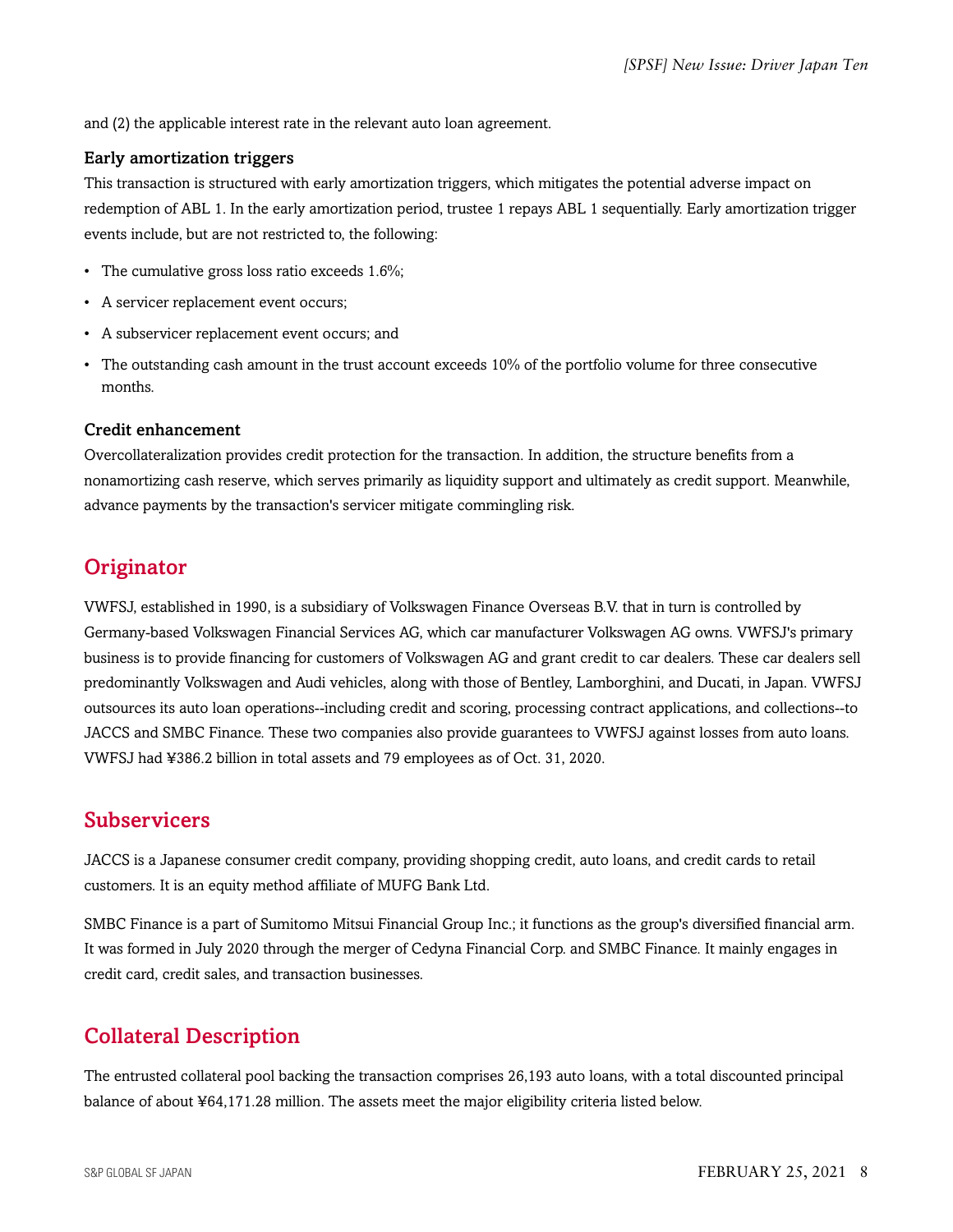and (2) the applicable interest rate in the relevant auto loan agreement.

### Early amortization triggers

This transaction is structured with early amortization triggers, which mitigates the potential adverse impact on redemption of ABL 1. In the early amortization period, trustee 1 repays ABL 1 sequentially. Early amortization trigger events include, but are not restricted to, the following:

- The cumulative gross loss ratio exceeds 1.6%;
- A servicer replacement event occurs;
- A subservicer replacement event occurs; and
- The outstanding cash amount in the trust account exceeds 10% of the portfolio volume for three consecutive months.

### Credit enhancement

Overcollateralization provides credit protection for the transaction. In addition, the structure benefits from a nonamortizing cash reserve, which serves primarily as liquidity support and ultimately as credit support. Meanwhile, advance payments by the transaction's servicer mitigate commingling risk.

## Originator

VWFSJ, established in 1990, is a subsidiary of Volkswagen Finance Overseas B.V. that in turn is controlled by Germany-based Volkswagen Financial Services AG, which car manufacturer Volkswagen AG owns. VWFSJ's primary business is to provide financing for customers of Volkswagen AG and grant credit to car dealers. These car dealers sell predominantly Volkswagen and Audi vehicles, along with those of Bentley, Lamborghini, and Ducati, in Japan. VWFSJ outsources its auto loan operations--including credit and scoring, processing contract applications, and collections--to JACCS and SMBC Finance. These two companies also provide guarantees to VWFSJ against losses from auto loans. VWFSJ had ¥386.2 billion in total assets and 79 employees as of Oct. 31, 2020.

## Subservicers

JACCS is a Japanese consumer credit company, providing shopping credit, auto loans, and credit cards to retail customers. It is an equity method affiliate of MUFG Bank Ltd.

SMBC Finance is a part of Sumitomo Mitsui Financial Group Inc.; it functions as the group's diversified financial arm. It was formed in July 2020 through the merger of Cedyna Financial Corp. and SMBC Finance. It mainly engages in credit card, credit sales, and transaction businesses.

## Collateral Description

The entrusted collateral pool backing the transaction comprises 26,193 auto loans, with a total discounted principal balance of about ¥64,171.28 million. The assets meet the major eligibility criteria listed below.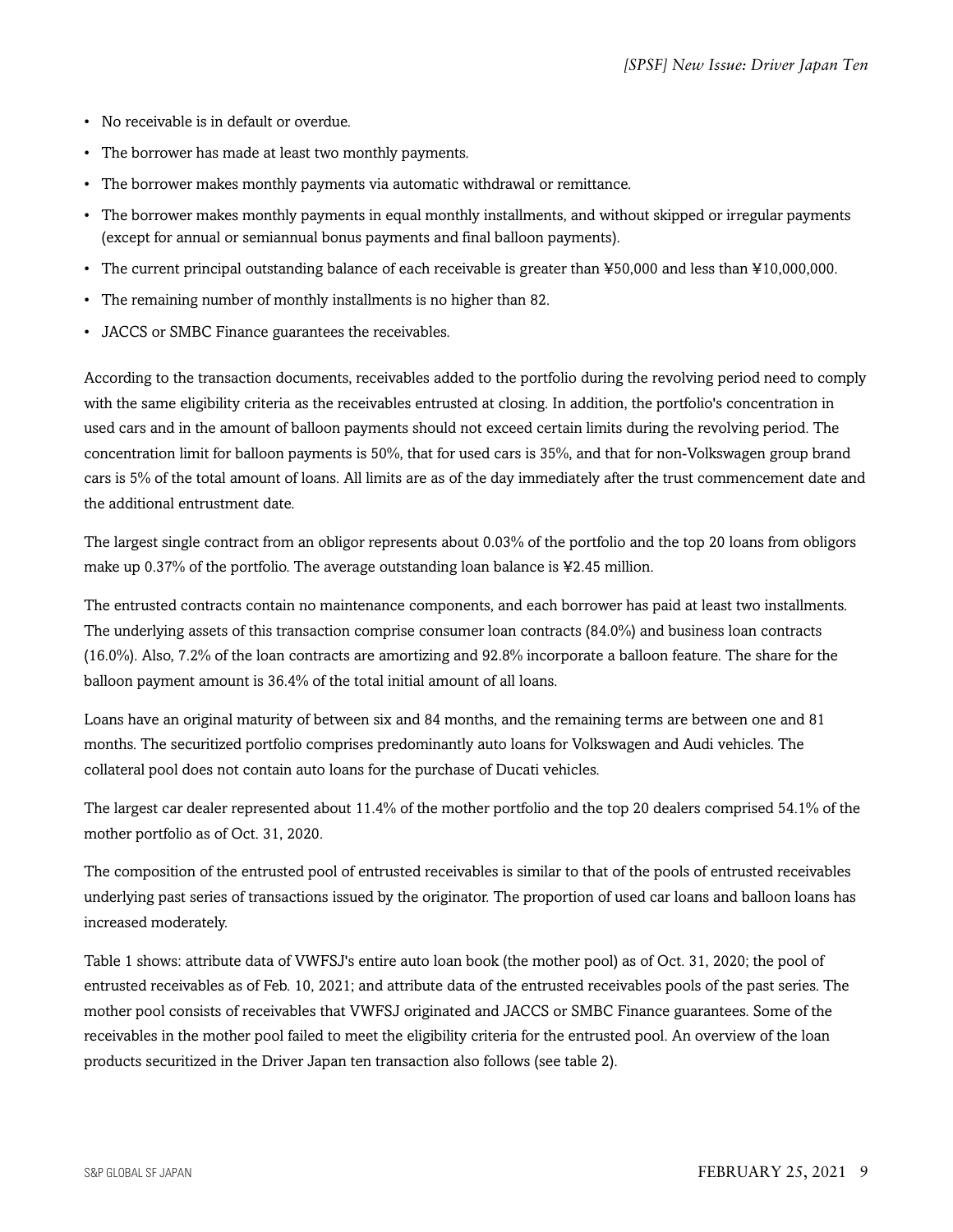- No receivable is in default or overdue.
- The borrower has made at least two monthly payments.
- The borrower makes monthly payments via automatic withdrawal or remittance.
- The borrower makes monthly payments in equal monthly installments, and without skipped or irregular payments (except for annual or semiannual bonus payments and final balloon payments).
- The current principal outstanding balance of each receivable is greater than ¥50,000 and less than ¥10,000,000.
- The remaining number of monthly installments is no higher than 82.
- JACCS or SMBC Finance guarantees the receivables.

According to the transaction documents, receivables added to the portfolio during the revolving period need to comply with the same eligibility criteria as the receivables entrusted at closing. In addition, the portfolio's concentration in used cars and in the amount of balloon payments should not exceed certain limits during the revolving period. The concentration limit for balloon payments is 50%, that for used cars is 35%, and that for non-Volkswagen group brand cars is 5% of the total amount of loans. All limits are as of the day immediately after the trust commencement date and the additional entrustment date.

The largest single contract from an obligor represents about 0.03% of the portfolio and the top 20 loans from obligors make up 0.37% of the portfolio. The average outstanding loan balance is ¥2.45 million.

The entrusted contracts contain no maintenance components, and each borrower has paid at least two installments. The underlying assets of this transaction comprise consumer loan contracts (84.0%) and business loan contracts (16.0%). Also, 7.2% of the loan contracts are amortizing and 92.8% incorporate a balloon feature. The share for the balloon payment amount is 36.4% of the total initial amount of all loans.

Loans have an original maturity of between six and 84 months, and the remaining terms are between one and 81 months. The securitized portfolio comprises predominantly auto loans for Volkswagen and Audi vehicles. The collateral pool does not contain auto loans for the purchase of Ducati vehicles.

The largest car dealer represented about 11.4% of the mother portfolio and the top 20 dealers comprised 54.1% of the mother portfolio as of Oct. 31, 2020.

The composition of the entrusted pool of entrusted receivables is similar to that of the pools of entrusted receivables underlying past series of transactions issued by the originator. The proportion of used car loans and balloon loans has increased moderately.

Table 1 shows: attribute data of VWFSJ's entire auto loan book (the mother pool) as of Oct. 31, 2020; the pool of entrusted receivables as of Feb. 10, 2021; and attribute data of the entrusted receivables pools of the past series. The mother pool consists of receivables that VWFSJ originated and JACCS or SMBC Finance guarantees. Some of the receivables in the mother pool failed to meet the eligibility criteria for the entrusted pool. An overview of the loan products securitized in the Driver Japan ten transaction also follows (see table 2).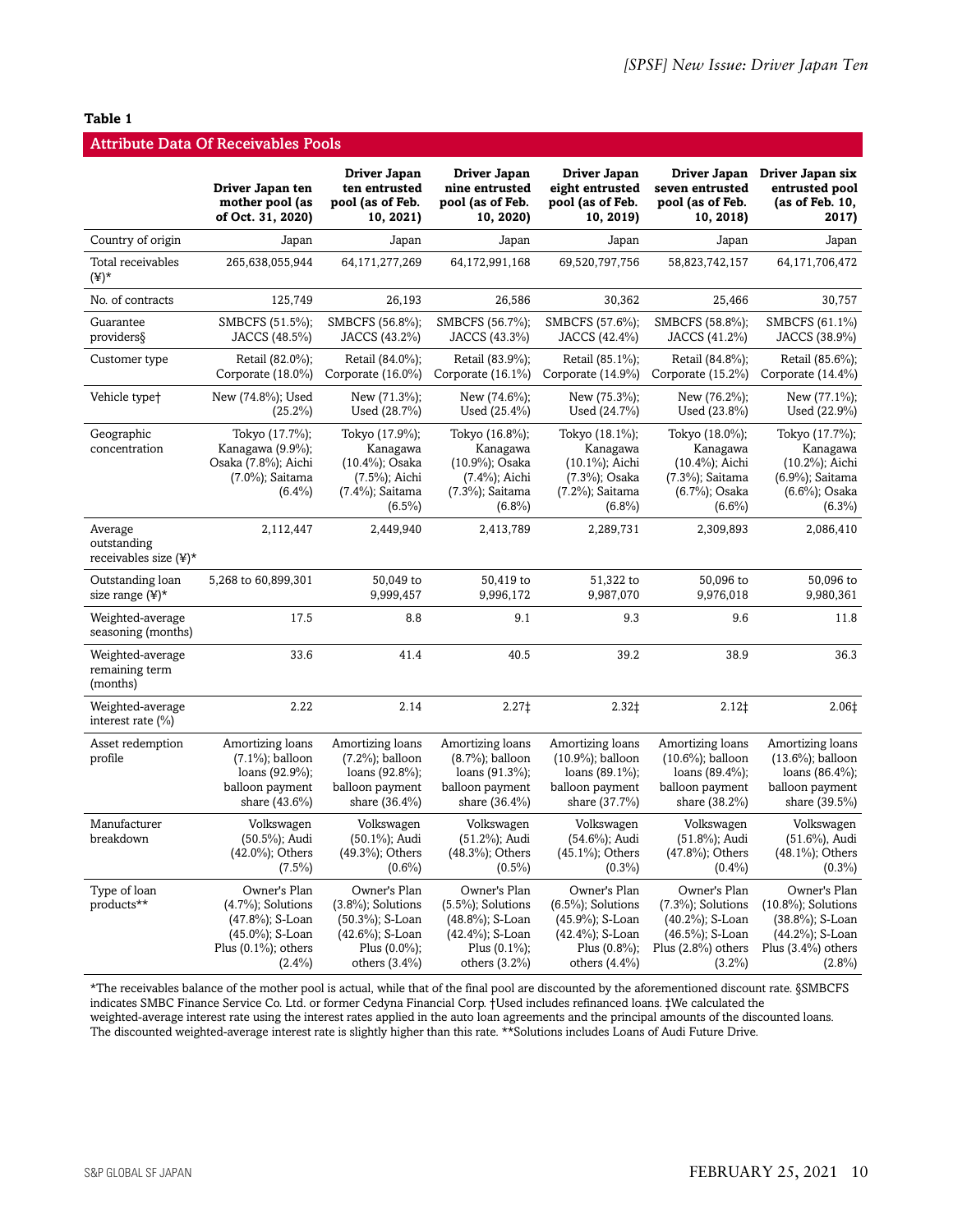**Table 1**

**Attribute Data Of Receivables Pools**

| | Driver Japan ten mother pool (as of Oct. 31, 2020) | Driver Japan ten entrusted pool (as of Feb. 10, 2021) | Driver Japan nine entrusted pool (as of Feb. 10, 2020) | Driver Japan eight entrusted pool (as of Feb. 10, 2019) | Driver Japan seven entrusted pool (as of Feb. 10, 2018) | Driver Japan six entrusted pool (as of Feb. 10, 2017) |
|---|---|---|---|---|---|---|
| Country of origin | Japan | Japan | Japan | Japan | Japan | Japan |
| Total receivables (¥)* | 265,638,055,944 | 64,171,277,269 | 64,172,991,168 | 69,520,797,756 | 58,823,742,157 | 64,171,706,472 |
| No. of contracts | 125,749 | 26,193 | 26,586 | 30,362 | 25,466 | 30,757 |
| Guarantee providers§ | SMBCFS (51.5%); JACCS (48.5%) | SMBCFS (56.8%); JACCS (43.2%) | SMBCFS (56.7%); JACCS (43.3%) | SMBCFS (57.6%); JACCS (42.4%) | SMBCFS (58.8%); JACCS (41.2%) | SMBCFS (61.1%) JACCS (38.9%) |
| Customer type | Retail (82.0%); Corporate (18.0%) | Retail (84.0%); Corporate (16.0%) | Retail (83.9%); Corporate (16.1%) | Retail (85.1%); Corporate (14.9%) | Retail (84.8%); Corporate (15.2%) | Retail (85.6%); Corporate (14.4%) |
| Vehicle type† | New (74.8%); Used (25.2%) | New (71.3%); Used (28.7%) | New (74.6%); Used (25.4%) | New (75.3%); Used (24.7%) | New (76.2%); Used (23.8%) | New (77.1%); Used (22.9%) |
| Geographic concentration | Tokyo (17.7%); Kanagawa (9.9%); Osaka (7.8%); Aichi (7.0%); Saitama (6.4%) | Tokyo (17.9%); Kanagawa (10.4%); Osaka (7.5%); Aichi (7.4%); Saitama (6.5%) | Tokyo (16.8%); Kanagawa (10.9%); Osaka (7.4%); Aichi (7.3%); Saitama (6.8%) | Tokyo (18.1%); Kanagawa (10.1%); Aichi (7.3%); Osaka (7.2%); Saitama (6.8%) | Tokyo (18.0%); Kanagawa (10.4%); Aichi (7.3%); Saitama (6.7%); Osaka (6.6%) | Tokyo (17.7%); Kanagawa (10.2%); Aichi (6.9%); Saitama (6.6%); Osaka (6.3%) |
| Average outstanding receivables size (¥)* | 2,112,447 | 2,449,940 | 2,413,789 | 2,289,731 | 2,309,893 | 2,086,410 |
| Outstanding loan size range (¥)* | 5,268 to 60,899,301 | 50,049 to 9,999,457 | 50,419 to 9,996,172 | 51,322 to 9,987,070 | 50,096 to 9,976,018 | 50,096 to 9,980,361 |
| Weighted-average seasoning (months) | 17.5 | 8.8 | 9.1 | 9.3 | 9.6 | 11.8 |
| Weighted-average remaining term (months) | 33.6 | 41.4 | 40.5 | 39.2 | 38.9 | 36.3 |
| Weighted-average interest rate (%) | 2.22 | 2.14 | 2.27‡ | 2.32‡ | 2.12‡ | 2.06‡ |
| Asset redemption profile | Amortizing loans (7.1%); balloon loans (92.9%); balloon payment share (43.6%) | Amortizing loans (7.2%); balloon loans (92.8%); balloon payment share (36.4%) | Amortizing loans (8.7%); balloon loans (91.3%); balloon payment share (36.4%) | Amortizing loans (10.9%); balloon loans (89.1%); balloon payment share (37.7%) | Amortizing loans (10.6%); balloon loans (89.4%); balloon payment share (38.2%) | Amortizing loans (13.6%); balloon loans (86.4%); balloon payment share (39.5%) |
| Manufacturer breakdown | Volkswagen (50.5%); Audi (42.0%); Others (7.5%) | Volkswagen (50.1%); Audi (49.3%); Others (0.6%) | Volkswagen (51.2%); Audi (48.3%); Others (0.5%) | Volkswagen (54.6%); Audi (45.1%); Others (0.3%) | Volkswagen (51.8%); Audi (47.8%); Others (0.4%) | Volkswagen (51.6%), Audi (48.1%); Others (0.3%) |
| Type of loan products** | Owner's Plan (4.7%); Solutions (47.8%); S-Loan (45.0%); S-Loan Plus (0.1%); others (2.4%) | Owner's Plan (3.8%); Solutions (50.3%); S-Loan (42.6%); S-Loan Plus (0.0%); others (3.4%) | Owner's Plan (5.5%); Solutions (48.8%); S-Loan (42.4%); S-Loan Plus (0.1%); others (3.2%) | Owner's Plan (6.5%); Solutions (45.9%); S-Loan (42.4%); S-Loan Plus (0.8%); others (4.4%) | Owner's Plan (7.3%); Solutions (40.2%); S-Loan (46.5%); S-Loan Plus (2.8%) others (3.2%) | Owner's Plan (10.8%); Solutions (38.8%); S-Loan (44.2%); S-Loan Plus (3.4%) others (2.8%) |

*The receivables balance of the mother pool is actual, while that of the final pool are discounted by the aforementioned discount rate. §SMBCFS indicates SMBC Finance Service Co. Ltd. or former Cedyna Financial Corp. †Used includes refinanced loans. ‡We calculated the weighted-average interest rate using the interest rates applied in the auto loan agreements and the principal amounts of the discounted loans. The discounted weighted-average interest rate is slightly higher than this rate. **Solutions includes Loans of Audi Future Drive.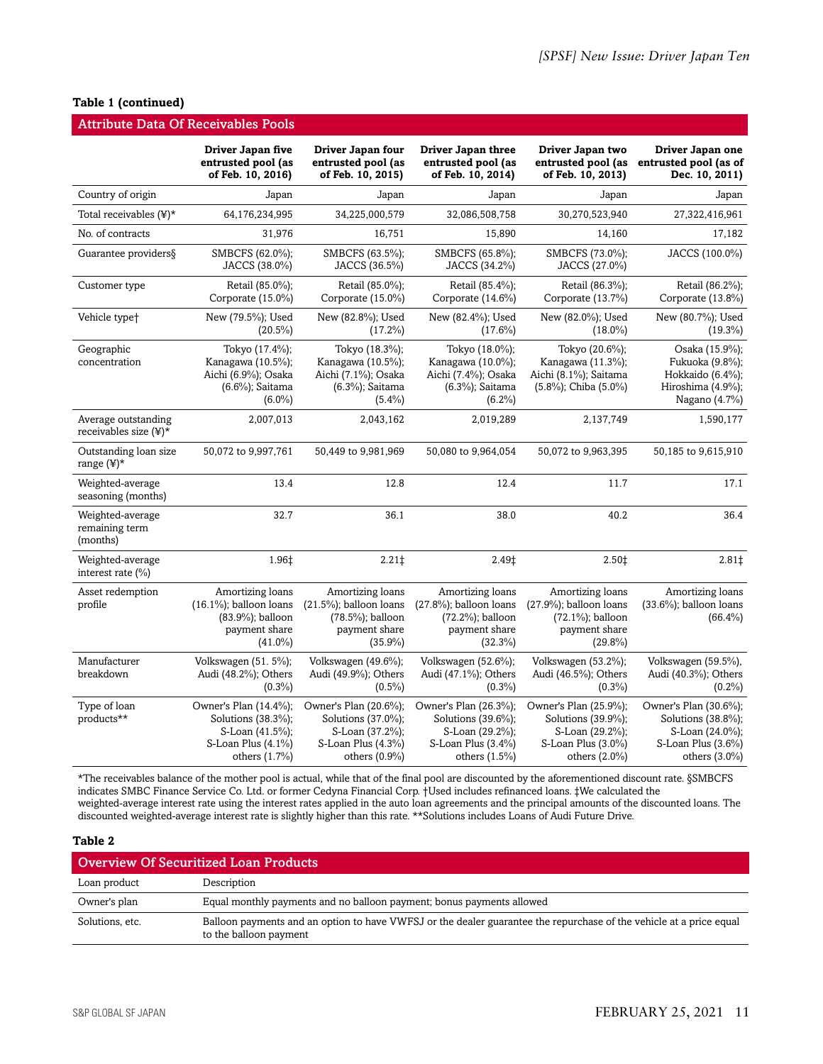**Table 1 (continued)**

| Attribute Data Of Receivables Pools | | | | | |
|---|---|---|---|---|---|
| | **Driver Japan five entrusted pool (as of Feb. 10, 2016)** | **Driver Japan four entrusted pool (as of Feb. 10, 2015)** | **Driver Japan three entrusted pool (as of Feb. 10, 2014)** | **Driver Japan two entrusted pool (as of Feb. 10, 2013)** | **Driver Japan one entrusted pool (as of Dec. 10, 2011)** |
| Country of origin | Japan | Japan | Japan | Japan | Japan |
| Total receivables (¥)* | 64,176,234,995 | 34,225,000,579 | 32,086,508,758 | 30,270,523,940 | 27,322,416,961 |
| No. of contracts | 31,976 | 16,751 | 15,890 | 14,160 | 17,182 |
| Guarantee providers§ | SMBCFS (62.0%); JACCS (38.0%) | SMBCFS (63.5%); JACCS (36.5%) | SMBCFS (65.8%); JACCS (34.2%) | SMBCFS (73.0%); JACCS (27.0%) | JACCS (100.0%) |
| Customer type | Retail (85.0%); Corporate (15.0%) | Retail (85.0%); Corporate (15.0%) | Retail (85.4%); Corporate (14.6%) | Retail (86.3%); Corporate (13.7%) | Retail (86.2%); Corporate (13.8%) |
| Vehicle type† | New (79.5%); Used (20.5%) | New (82.8%); Used (17.2%) | New (82.4%); Used (17.6%) | New (82.0%); Used (18.0%) | New (80.7%); Used (19.3%) |
| Geographic concentration | Tokyo (17.4%); Kanagawa (10.5%); Aichi (6.9%); Osaka (6.6%); Saitama (6.0%) | Tokyo (18.3%); Kanagawa (10.5%); Aichi (7.1%); Osaka (6.3%); Saitama (5.4%) | Tokyo (18.0%); Kanagawa (10.0%); Aichi (7.4%); Osaka (6.3%); Saitama (6.2%) | Tokyo (20.6%); Kanagawa (11.3%); Aichi (8.1%); Saitama (5.8%); Chiba (5.0%) | Osaka (15.9%); Fukuoka (9.8%); Hokkaido (6.4%); Hiroshima (4.9%); Nagano (4.7%) |
| Average outstanding receivables size (¥)* | 2,007,013 | 2,043,162 | 2,019,289 | 2,137,749 | 1,590,177 |
| Outstanding loan size range (¥)* | 50,072 to 9,997,761 | 50,449 to 9,981,969 | 50,080 to 9,964,054 | 50,072 to 9,963,395 | 50,185 to 9,615,910 |
| Weighted-average seasoning (months) | 13.4 | 12.8 | 12.4 | 11.7 | 17.1 |
| Weighted-average remaining term (months) | 32.7 | 36.1 | 38.0 | 40.2 | 36.4 |
| Weighted-average interest rate (%) | 1.96‡ | 2.21‡ | 2.49‡ | 2.50‡ | 2.81‡ |
| Asset redemption profile | Amortizing loans (16.1%); balloon loans (83.9%); balloon payment share (41.0%) | Amortizing loans (21.5%); balloon loans (78.5%); balloon payment share (35.9%) | Amortizing loans (27.8%); balloon loans (72.2%); balloon payment share (32.3%) | Amortizing loans (27.9%); balloon loans (72.1%); balloon payment share (29.8%) | Amortizing loans (33.6%); balloon loans (66.4%) |
| Manufacturer breakdown | Volkswagen (51. 5%); Audi (48.2%); Others (0.3%) | Volkswagen (49.6%); Audi (49.9%); Others (0.5%) | Volkswagen (52.6%); Audi (47.1%); Others (0.3%) | Volkswagen (53.2%); Audi (46.5%); Others (0.3%) | Volkswagen (59.5%), Audi (40.3%); Others (0.2%) |
| Type of loan products** | Owner's Plan (14.4%); Solutions (38.3%); S-Loan (41.5%); S-Loan Plus (4.1%) others (1.7%) | Owner's Plan (20.6%); Solutions (37.0%); S-Loan (37.2%); S-Loan Plus (4.3%) others (0.9%) | Owner's Plan (26.3%); Solutions (39.6%); S-Loan (29.2%); S-Loan Plus (3.4%) others (1.5%) | Owner's Plan (25.9%); Solutions (39.9%); S-Loan (29.2%); S-Loan Plus (3.0%) others (2.0%) | Owner's Plan (30.6%); Solutions (38.8%); S-Loan (24.0%); S-Loan Plus (3.6%) others (3.0%) |

*The receivables balance of the mother pool is actual, while that of the final pool are discounted by the aforementioned discount rate. §SMBCFS indicates SMBC Finance Service Co. Ltd. or former Cedyna Financial Corp. †Used includes refinanced loans. ‡We calculated the weighted-average interest rate using the interest rates applied in the auto loan agreements and the principal amounts of the discounted loans. The discounted weighted-average interest rate is slightly higher than this rate. **Solutions includes Loans of Audi Future Drive.

**Table 2**

| Overview Of Securitized Loan Products | |
|---|---|
| Loan product | Description |
| Owner's plan | Equal monthly payments and no balloon payment; bonus payments allowed |
| Solutions, etc. | Balloon payments and an option to have VWFSJ or the dealer guarantee the repurchase of the vehicle at a price equal to the balloon payment |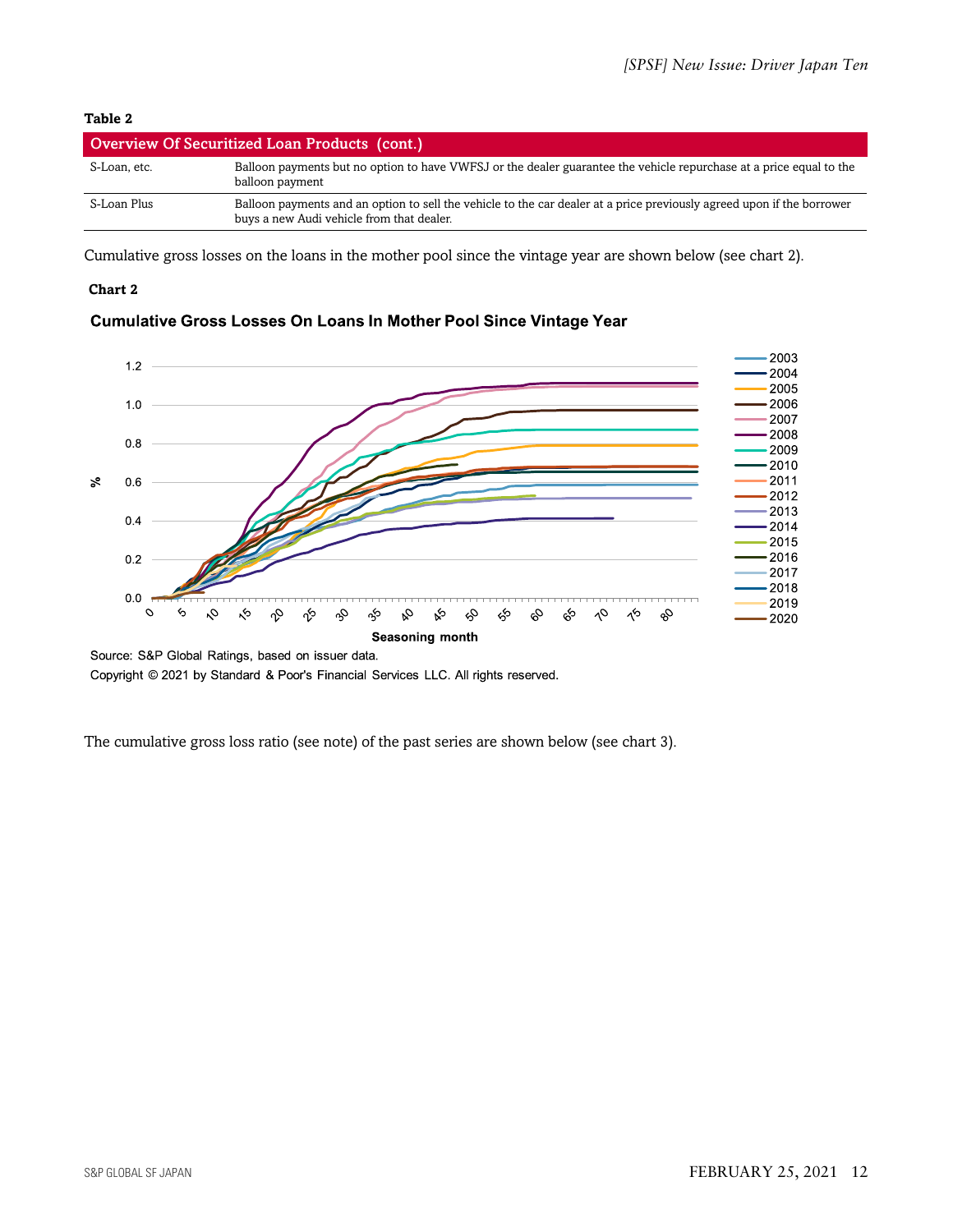**Table 2**

| Overview Of Securitized Loan Products (cont.) | |
|---|---|
| S-Loan, etc. | Balloon payments but no option to have VWFSJ or the dealer guarantee the vehicle repurchase at a price equal to the balloon payment |
| S-Loan Plus | Balloon payments and an option to sell the vehicle to the car dealer at a price previously agreed upon if the borrower buys a new Audi vehicle from that dealer. |

Cumulative gross losses on the loans in the mother pool since the vintage year are shown below (see chart 2).

**Chart 2**

**Cumulative Gross Losses On Loans In Mother Pool Since Vintage Year**

Source: S&P Global Ratings, based on issuer data.

Copyright © 2021 by Standard & Poor's Financial Services LLC. All rights reserved.

The cumulative gross loss ratio (see note) of the past series are shown below (see chart 3).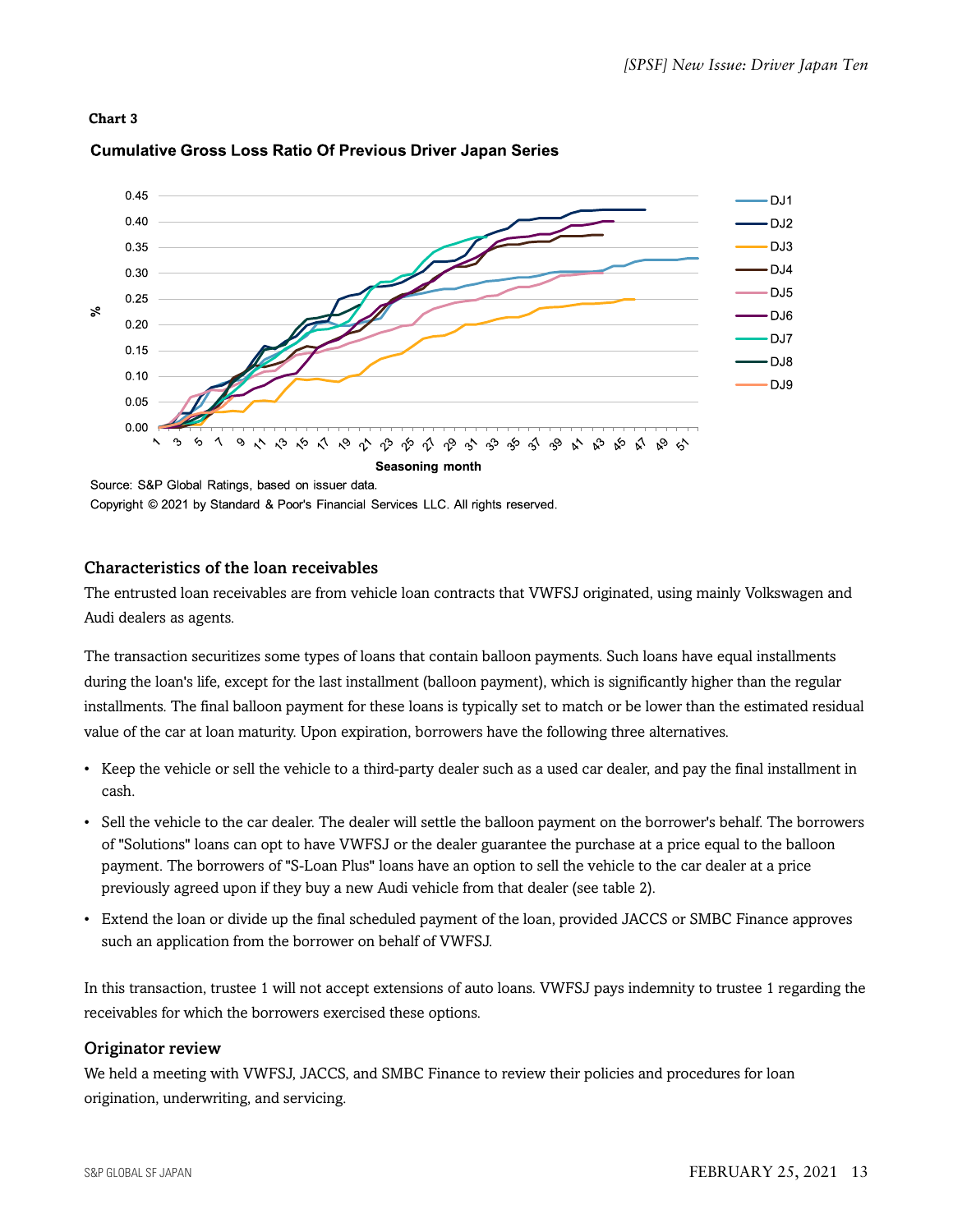**Chart 3**

**Cumulative Gross Loss Ratio Of Previous Driver Japan Series**

Source: S&P Global Ratings, based on issuer data.
Copyright © 2021 by Standard & Poor's Financial Services LLC. All rights reserved.

## Characteristics of the loan receivables

The entrusted loan receivables are from vehicle loan contracts that VWFSJ originated, using mainly Volkswagen and Audi dealers as agents.

The transaction securitizes some types of loans that contain balloon payments. Such loans have equal installments during the loan's life, except for the last installment (balloon payment), which is significantly higher than the regular installments. The final balloon payment for these loans is typically set to match or be lower than the estimated residual value of the car at loan maturity. Upon expiration, borrowers have the following three alternatives.

- Keep the vehicle or sell the vehicle to a third-party dealer such as a used car dealer, and pay the final installment in cash.
- Sell the vehicle to the car dealer. The dealer will settle the balloon payment on the borrower's behalf. The borrowers of "Solutions" loans can opt to have VWFSJ or the dealer guarantee the purchase at a price equal to the balloon payment. The borrowers of "S-Loan Plus" loans have an option to sell the vehicle to the car dealer at a price previously agreed upon if they buy a new Audi vehicle from that dealer (see table 2).
- Extend the loan or divide up the final scheduled payment of the loan, provided JACCS or SMBC Finance approves such an application from the borrower on behalf of VWFSJ.

In this transaction, trustee 1 will not accept extensions of auto loans. VWFSJ pays indemnity to trustee 1 regarding the receivables for which the borrowers exercised these options.

## Originator review

We held a meeting with VWFSJ, JACCS, and SMBC Finance to review their policies and procedures for loan origination, underwriting, and servicing.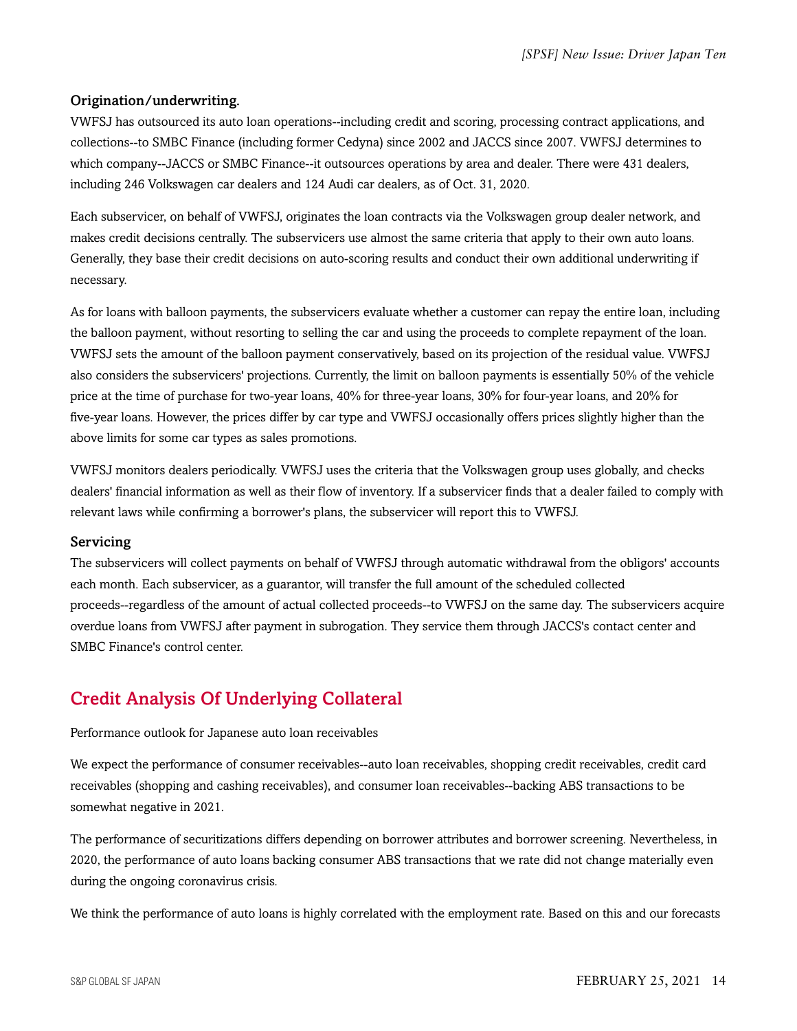### Origination/underwriting.

VWFSJ has outsourced its auto loan operations--including credit and scoring, processing contract applications, and collections--to SMBC Finance (including former Cedyna) since 2002 and JACCS since 2007. VWFSJ determines to which company--JACCS or SMBC Finance--it outsources operations by area and dealer. There were 431 dealers, including 246 Volkswagen car dealers and 124 Audi car dealers, as of Oct. 31, 2020.

Each subservicer, on behalf of VWFSJ, originates the loan contracts via the Volkswagen group dealer network, and makes credit decisions centrally. The subservicers use almost the same criteria that apply to their own auto loans. Generally, they base their credit decisions on auto-scoring results and conduct their own additional underwriting if necessary.

As for loans with balloon payments, the subservicers evaluate whether a customer can repay the entire loan, including the balloon payment, without resorting to selling the car and using the proceeds to complete repayment of the loan. VWFSJ sets the amount of the balloon payment conservatively, based on its projection of the residual value. VWFSJ also considers the subservicers' projections. Currently, the limit on balloon payments is essentially 50% of the vehicle price at the time of purchase for two-year loans, 40% for three-year loans, 30% for four-year loans, and 20% for five-year loans. However, the prices differ by car type and VWFSJ occasionally offers prices slightly higher than the above limits for some car types as sales promotions.

VWFSJ monitors dealers periodically. VWFSJ uses the criteria that the Volkswagen group uses globally, and checks dealers' financial information as well as their flow of inventory. If a subservicer finds that a dealer failed to comply with relevant laws while confirming a borrower's plans, the subservicer will report this to VWFSJ.

### Servicing

The subservicers will collect payments on behalf of VWFSJ through automatic withdrawal from the obligors' accounts each month. Each subservicer, as a guarantor, will transfer the full amount of the scheduled collected proceeds--regardless of the amount of actual collected proceeds--to VWFSJ on the same day. The subservicers acquire overdue loans from VWFSJ after payment in subrogation. They service them through JACCS's contact center and SMBC Finance's control center.

## Credit Analysis Of Underlying Collateral

Performance outlook for Japanese auto loan receivables

We expect the performance of consumer receivables--auto loan receivables, shopping credit receivables, credit card receivables (shopping and cashing receivables), and consumer loan receivables--backing ABS transactions to be somewhat negative in 2021.

The performance of securitizations differs depending on borrower attributes and borrower screening. Nevertheless, in 2020, the performance of auto loans backing consumer ABS transactions that we rate did not change materially even during the ongoing coronavirus crisis.

We think the performance of auto loans is highly correlated with the employment rate. Based on this and our forecasts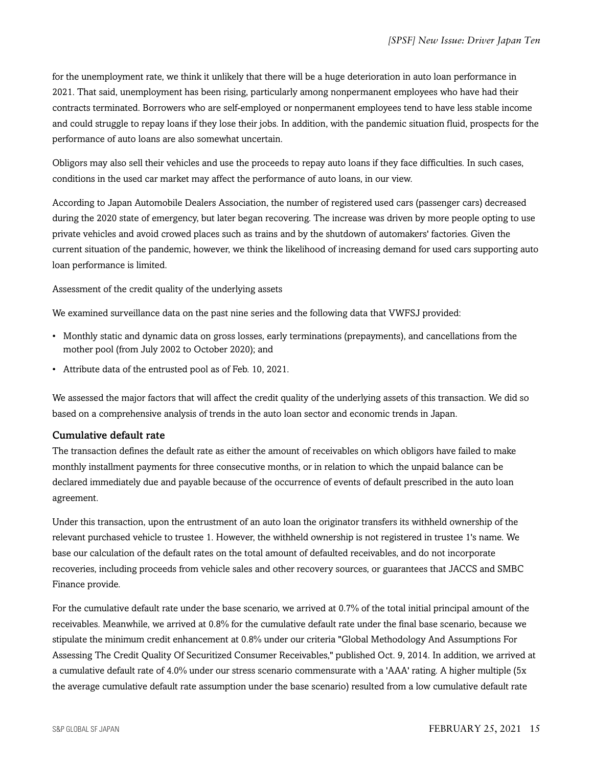for the unemployment rate, we think it unlikely that there will be a huge deterioration in auto loan performance in 2021. That said, unemployment has been rising, particularly among nonpermanent employees who have had their contracts terminated. Borrowers who are self-employed or nonpermanent employees tend to have less stable income and could struggle to repay loans if they lose their jobs. In addition, with the pandemic situation fluid, prospects for the performance of auto loans are also somewhat uncertain.

Obligors may also sell their vehicles and use the proceeds to repay auto loans if they face difficulties. In such cases, conditions in the used car market may affect the performance of auto loans, in our view.

According to Japan Automobile Dealers Association, the number of registered used cars (passenger cars) decreased during the 2020 state of emergency, but later began recovering. The increase was driven by more people opting to use private vehicles and avoid crowed places such as trains and by the shutdown of automakers' factories. Given the current situation of the pandemic, however, we think the likelihood of increasing demand for used cars supporting auto loan performance is limited.

Assessment of the credit quality of the underlying assets

We examined surveillance data on the past nine series and the following data that VWFSJ provided:

- Monthly static and dynamic data on gross losses, early terminations (prepayments), and cancellations from the mother pool (from July 2002 to October 2020); and
- Attribute data of the entrusted pool as of Feb. 10, 2021.

We assessed the major factors that will affect the credit quality of the underlying assets of this transaction. We did so based on a comprehensive analysis of trends in the auto loan sector and economic trends in Japan.

### Cumulative default rate

The transaction defines the default rate as either the amount of receivables on which obligors have failed to make monthly installment payments for three consecutive months, or in relation to which the unpaid balance can be declared immediately due and payable because of the occurrence of events of default prescribed in the auto loan agreement.

Under this transaction, upon the entrustment of an auto loan the originator transfers its withheld ownership of the relevant purchased vehicle to trustee 1. However, the withheld ownership is not registered in trustee 1's name. We base our calculation of the default rates on the total amount of defaulted receivables, and do not incorporate recoveries, including proceeds from vehicle sales and other recovery sources, or guarantees that JACCS and SMBC Finance provide.

For the cumulative default rate under the base scenario, we arrived at 0.7% of the total initial principal amount of the receivables. Meanwhile, we arrived at 0.8% for the cumulative default rate under the final base scenario, because we stipulate the minimum credit enhancement at 0.8% under our criteria "Global Methodology And Assumptions For Assessing The Credit Quality Of Securitized Consumer Receivables," published Oct. 9, 2014. In addition, we arrived at a cumulative default rate of 4.0% under our stress scenario commensurate with a 'AAA' rating. A higher multiple (5x the average cumulative default rate assumption under the base scenario) resulted from a low cumulative default rate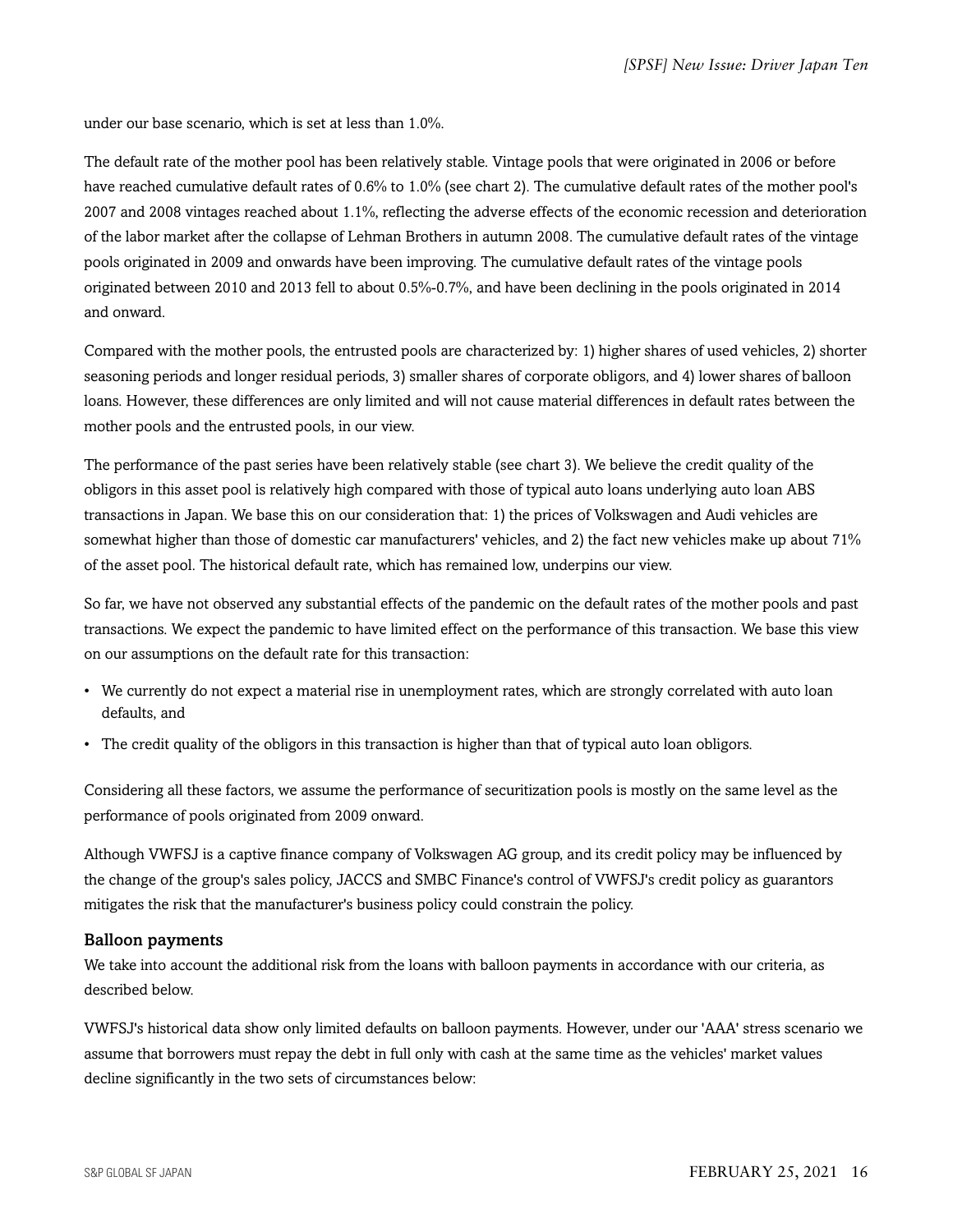under our base scenario, which is set at less than 1.0%.

The default rate of the mother pool has been relatively stable. Vintage pools that were originated in 2006 or before have reached cumulative default rates of 0.6% to 1.0% (see chart 2). The cumulative default rates of the mother pool's 2007 and 2008 vintages reached about 1.1%, reflecting the adverse effects of the economic recession and deterioration of the labor market after the collapse of Lehman Brothers in autumn 2008. The cumulative default rates of the vintage pools originated in 2009 and onwards have been improving. The cumulative default rates of the vintage pools originated between 2010 and 2013 fell to about 0.5%-0.7%, and have been declining in the pools originated in 2014 and onward.

Compared with the mother pools, the entrusted pools are characterized by: 1) higher shares of used vehicles, 2) shorter seasoning periods and longer residual periods, 3) smaller shares of corporate obligors, and 4) lower shares of balloon loans. However, these differences are only limited and will not cause material differences in default rates between the mother pools and the entrusted pools, in our view.

The performance of the past series have been relatively stable (see chart 3). We believe the credit quality of the obligors in this asset pool is relatively high compared with those of typical auto loans underlying auto loan ABS transactions in Japan. We base this on our consideration that: 1) the prices of Volkswagen and Audi vehicles are somewhat higher than those of domestic car manufacturers' vehicles, and 2) the fact new vehicles make up about 71% of the asset pool. The historical default rate, which has remained low, underpins our view.

So far, we have not observed any substantial effects of the pandemic on the default rates of the mother pools and past transactions. We expect the pandemic to have limited effect on the performance of this transaction. We base this view on our assumptions on the default rate for this transaction:

- We currently do not expect a material rise in unemployment rates, which are strongly correlated with auto loan defaults, and
- The credit quality of the obligors in this transaction is higher than that of typical auto loan obligors.

Considering all these factors, we assume the performance of securitization pools is mostly on the same level as the performance of pools originated from 2009 onward.

Although VWFSJ is a captive finance company of Volkswagen AG group, and its credit policy may be influenced by the change of the group's sales policy, JACCS and SMBC Finance's control of VWFSJ's credit policy as guarantors mitigates the risk that the manufacturer's business policy could constrain the policy.

### Balloon payments

We take into account the additional risk from the loans with balloon payments in accordance with our criteria, as described below.

VWFSJ's historical data show only limited defaults on balloon payments. However, under our 'AAA' stress scenario we assume that borrowers must repay the debt in full only with cash at the same time as the vehicles' market values decline significantly in the two sets of circumstances below: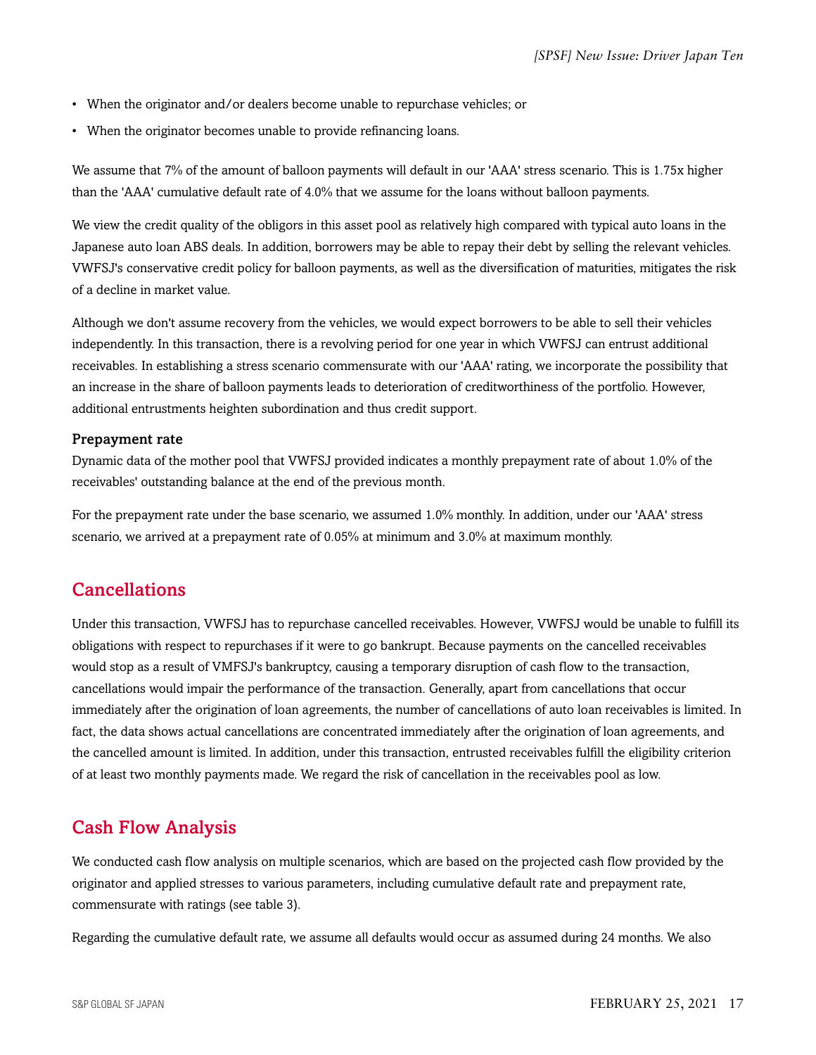- When the originator and/or dealers become unable to repurchase vehicles; or
- When the originator becomes unable to provide refinancing loans.

We assume that 7% of the amount of balloon payments will default in our 'AAA' stress scenario. This is 1.75x higher than the 'AAA' cumulative default rate of 4.0% that we assume for the loans without balloon payments.

We view the credit quality of the obligors in this asset pool as relatively high compared with typical auto loans in the Japanese auto loan ABS deals. In addition, borrowers may be able to repay their debt by selling the relevant vehicles. VWFSJ's conservative credit policy for balloon payments, as well as the diversification of maturities, mitigates the risk of a decline in market value.

Although we don't assume recovery from the vehicles, we would expect borrowers to be able to sell their vehicles independently. In this transaction, there is a revolving period for one year in which VWFSJ can entrust additional receivables. In establishing a stress scenario commensurate with our 'AAA' rating, we incorporate the possibility that an increase in the share of balloon payments leads to deterioration of creditworthiness of the portfolio. However, additional entrustments heighten subordination and thus credit support.

### Prepayment rate

Dynamic data of the mother pool that VWFSJ provided indicates a monthly prepayment rate of about 1.0% of the receivables' outstanding balance at the end of the previous month.

For the prepayment rate under the base scenario, we assumed 1.0% monthly. In addition, under our 'AAA' stress scenario, we arrived at a prepayment rate of 0.05% at minimum and 3.0% at maximum monthly.

## Cancellations

Under this transaction, VWFSJ has to repurchase cancelled receivables. However, VWFSJ would be unable to fulfill its obligations with respect to repurchases if it were to go bankrupt. Because payments on the cancelled receivables would stop as a result of VMFSJ's bankruptcy, causing a temporary disruption of cash flow to the transaction, cancellations would impair the performance of the transaction. Generally, apart from cancellations that occur immediately after the origination of loan agreements, the number of cancellations of auto loan receivables is limited. In fact, the data shows actual cancellations are concentrated immediately after the origination of loan agreements, and the cancelled amount is limited. In addition, under this transaction, entrusted receivables fulfill the eligibility criterion of at least two monthly payments made. We regard the risk of cancellation in the receivables pool as low.

## Cash Flow Analysis

We conducted cash flow analysis on multiple scenarios, which are based on the projected cash flow provided by the originator and applied stresses to various parameters, including cumulative default rate and prepayment rate, commensurate with ratings (see table 3).

Regarding the cumulative default rate, we assume all defaults would occur as assumed during 24 months. We also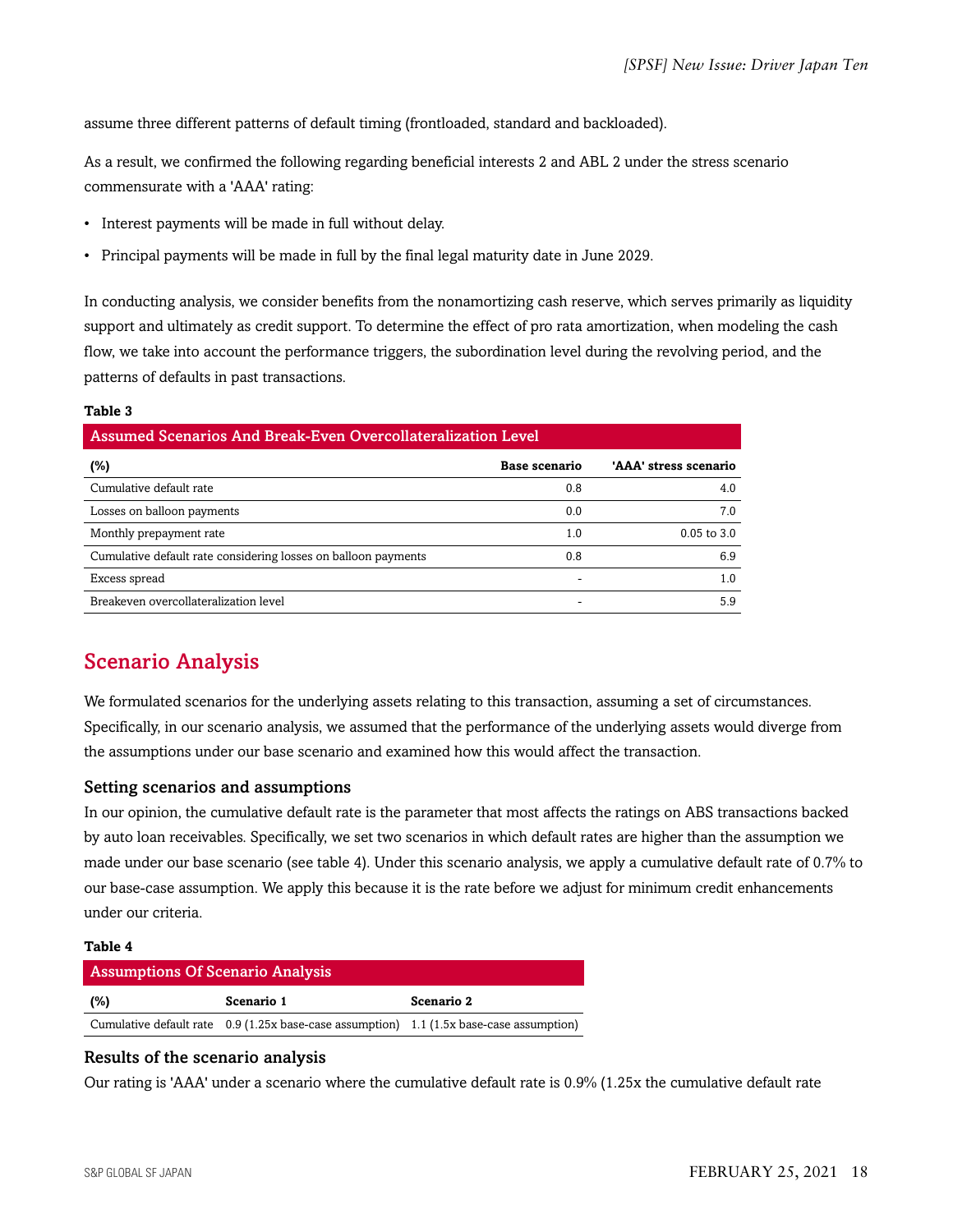assume three different patterns of default timing (frontloaded, standard and backloaded).

As a result, we confirmed the following regarding beneficial interests 2 and ABL 2 under the stress scenario commensurate with a 'AAA' rating:

- Interest payments will be made in full without delay.
- Principal payments will be made in full by the final legal maturity date in June 2029.

In conducting analysis, we consider benefits from the nonamortizing cash reserve, which serves primarily as liquidity support and ultimately as credit support. To determine the effect of pro rata amortization, when modeling the cash flow, we take into account the performance triggers, the subordination level during the revolving period, and the patterns of defaults in past transactions.

**Table 3**

**Assumed Scenarios And Break-Even Overcollateralization Level**

| (%) | Base scenario | 'AAA' stress scenario |
|---|---|---|
| Cumulative default rate | 0.8 | 4.0 |
| Losses on balloon payments | 0.0 | 7.0 |
| Monthly prepayment rate | 1.0 | 0.05 to 3.0 |
| Cumulative default rate considering losses on balloon payments | 0.8 | 6.9 |
| Excess spread | - | 1.0 |
| Breakeven overcollateralization level | - | 5.9 |

## Scenario Analysis

We formulated scenarios for the underlying assets relating to this transaction, assuming a set of circumstances. Specifically, in our scenario analysis, we assumed that the performance of the underlying assets would diverge from the assumptions under our base scenario and examined how this would affect the transaction.

### Setting scenarios and assumptions

In our opinion, the cumulative default rate is the parameter that most affects the ratings on ABS transactions backed by auto loan receivables. Specifically, we set two scenarios in which default rates are higher than the assumption we made under our base scenario (see table 4). Under this scenario analysis, we apply a cumulative default rate of 0.7% to our base-case assumption. We apply this because it is the rate before we adjust for minimum credit enhancements under our criteria.

**Table 4**

**Assumptions Of Scenario Analysis**

| (%) | Scenario 1 | Scenario 2 |
|---|---|---|
| Cumulative default rate | 0.9 (1.25x base-case assumption) | 1.1 (1.5x base-case assumption) |

### Results of the scenario analysis

Our rating is 'AAA' under a scenario where the cumulative default rate is 0.9% (1.25x the cumulative default rate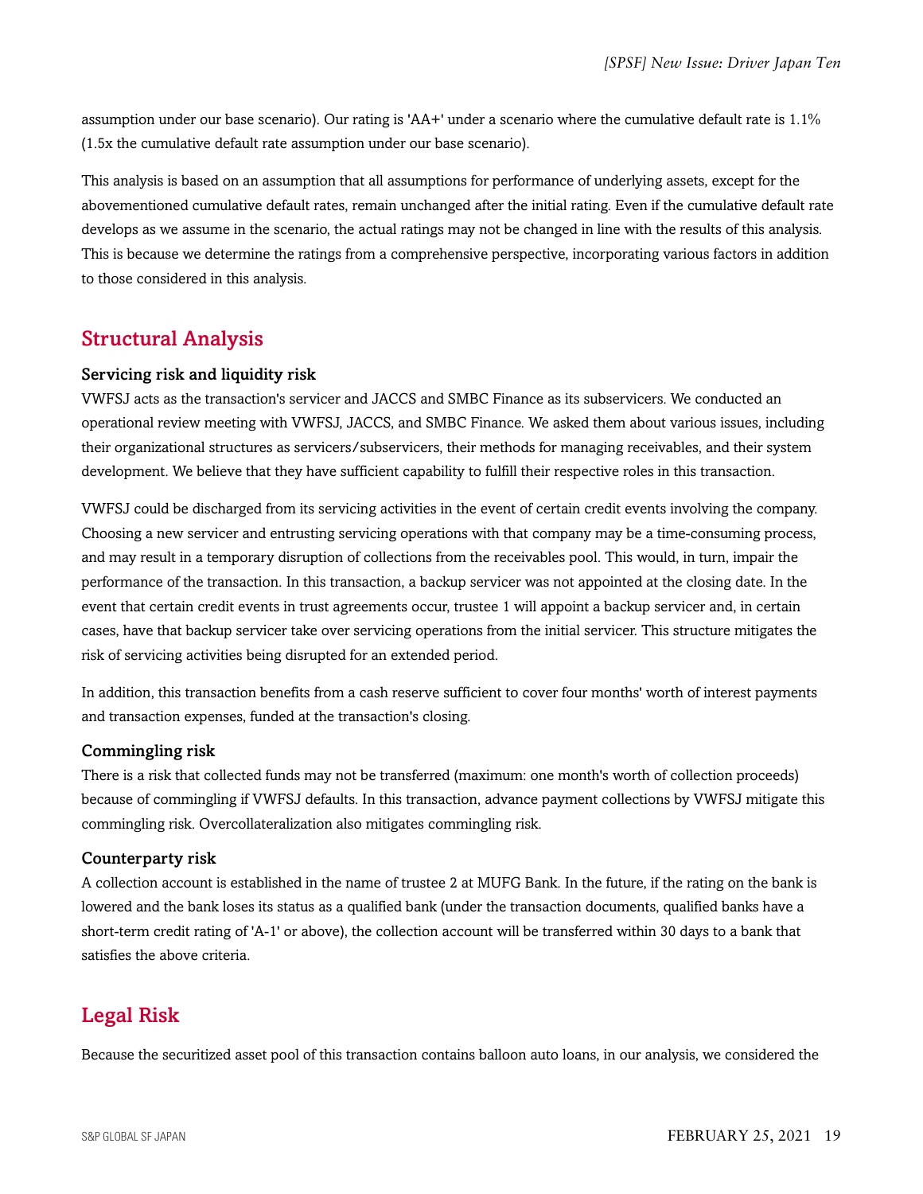assumption under our base scenario). Our rating is 'AA+' under a scenario where the cumulative default rate is 1.1% (1.5x the cumulative default rate assumption under our base scenario).

This analysis is based on an assumption that all assumptions for performance of underlying assets, except for the abovementioned cumulative default rates, remain unchanged after the initial rating. Even if the cumulative default rate develops as we assume in the scenario, the actual ratings may not be changed in line with the results of this analysis. This is because we determine the ratings from a comprehensive perspective, incorporating various factors in addition to those considered in this analysis.

## Structural Analysis

### Servicing risk and liquidity risk

VWFSJ acts as the transaction's servicer and JACCS and SMBC Finance as its subservicers. We conducted an operational review meeting with VWFSJ, JACCS, and SMBC Finance. We asked them about various issues, including their organizational structures as servicers/subservicers, their methods for managing receivables, and their system development. We believe that they have sufficient capability to fulfill their respective roles in this transaction.

VWFSJ could be discharged from its servicing activities in the event of certain credit events involving the company. Choosing a new servicer and entrusting servicing operations with that company may be a time-consuming process, and may result in a temporary disruption of collections from the receivables pool. This would, in turn, impair the performance of the transaction. In this transaction, a backup servicer was not appointed at the closing date. In the event that certain credit events in trust agreements occur, trustee 1 will appoint a backup servicer and, in certain cases, have that backup servicer take over servicing operations from the initial servicer. This structure mitigates the risk of servicing activities being disrupted for an extended period.

In addition, this transaction benefits from a cash reserve sufficient to cover four months' worth of interest payments and transaction expenses, funded at the transaction's closing.

### Commingling risk

There is a risk that collected funds may not be transferred (maximum: one month's worth of collection proceeds) because of commingling if VWFSJ defaults. In this transaction, advance payment collections by VWFSJ mitigate this commingling risk. Overcollateralization also mitigates commingling risk.

### Counterparty risk

A collection account is established in the name of trustee 2 at MUFG Bank. In the future, if the rating on the bank is lowered and the bank loses its status as a qualified bank (under the transaction documents, qualified banks have a short-term credit rating of 'A-1' or above), the collection account will be transferred within 30 days to a bank that satisfies the above criteria.

## Legal Risk

Because the securitized asset pool of this transaction contains balloon auto loans, in our analysis, we considered the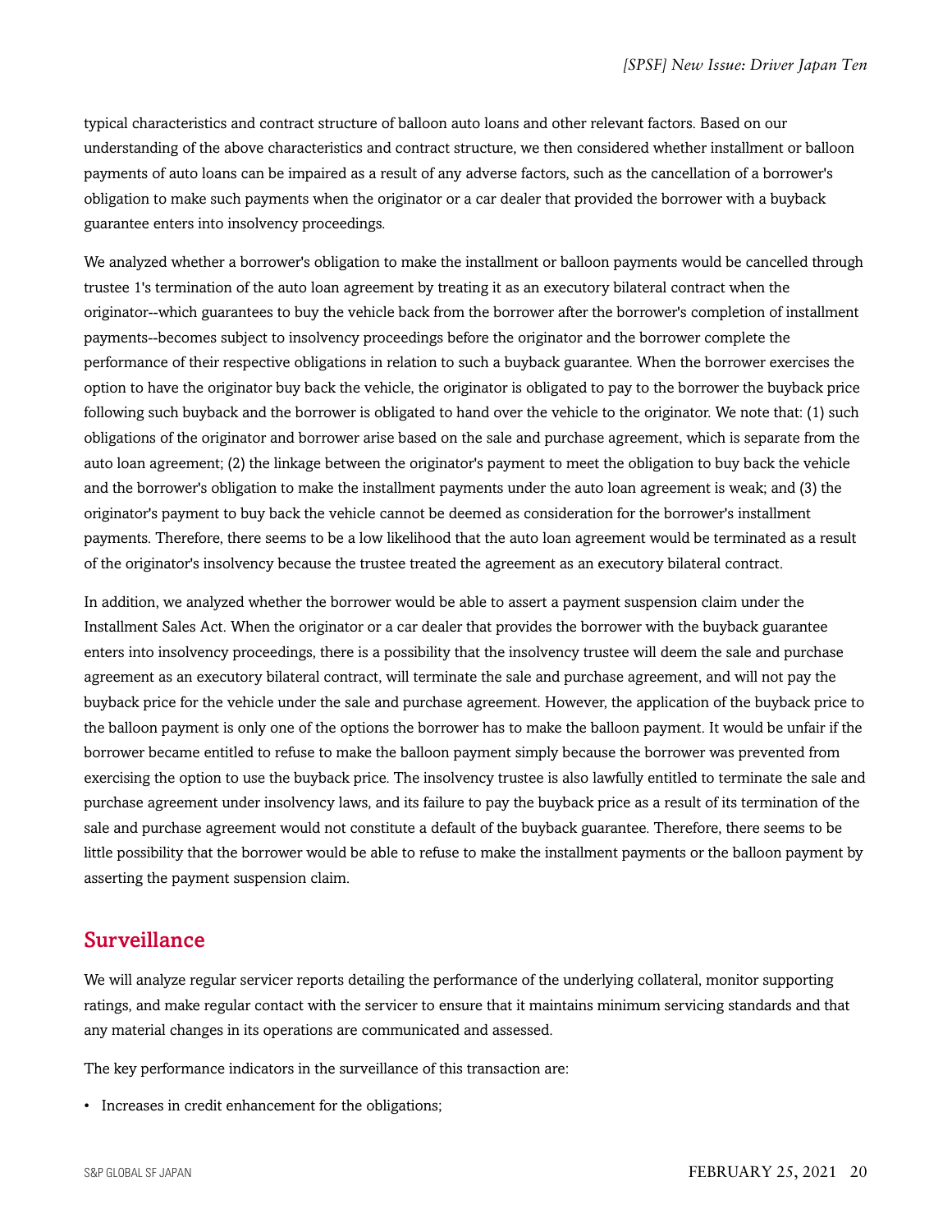typical characteristics and contract structure of balloon auto loans and other relevant factors. Based on our understanding of the above characteristics and contract structure, we then considered whether installment or balloon payments of auto loans can be impaired as a result of any adverse factors, such as the cancellation of a borrower's obligation to make such payments when the originator or a car dealer that provided the borrower with a buyback guarantee enters into insolvency proceedings.

We analyzed whether a borrower's obligation to make the installment or balloon payments would be cancelled through trustee 1's termination of the auto loan agreement by treating it as an executory bilateral contract when the originator--which guarantees to buy the vehicle back from the borrower after the borrower's completion of installment payments--becomes subject to insolvency proceedings before the originator and the borrower complete the performance of their respective obligations in relation to such a buyback guarantee. When the borrower exercises the option to have the originator buy back the vehicle, the originator is obligated to pay to the borrower the buyback price following such buyback and the borrower is obligated to hand over the vehicle to the originator. We note that: (1) such obligations of the originator and borrower arise based on the sale and purchase agreement, which is separate from the auto loan agreement; (2) the linkage between the originator's payment to meet the obligation to buy back the vehicle and the borrower's obligation to make the installment payments under the auto loan agreement is weak; and (3) the originator's payment to buy back the vehicle cannot be deemed as consideration for the borrower's installment payments. Therefore, there seems to be a low likelihood that the auto loan agreement would be terminated as a result of the originator's insolvency because the trustee treated the agreement as an executory bilateral contract.

In addition, we analyzed whether the borrower would be able to assert a payment suspension claim under the Installment Sales Act. When the originator or a car dealer that provides the borrower with the buyback guarantee enters into insolvency proceedings, there is a possibility that the insolvency trustee will deem the sale and purchase agreement as an executory bilateral contract, will terminate the sale and purchase agreement, and will not pay the buyback price for the vehicle under the sale and purchase agreement. However, the application of the buyback price to the balloon payment is only one of the options the borrower has to make the balloon payment. It would be unfair if the borrower became entitled to refuse to make the balloon payment simply because the borrower was prevented from exercising the option to use the buyback price. The insolvency trustee is also lawfully entitled to terminate the sale and purchase agreement under insolvency laws, and its failure to pay the buyback price as a result of its termination of the sale and purchase agreement would not constitute a default of the buyback guarantee. Therefore, there seems to be little possibility that the borrower would be able to refuse to make the installment payments or the balloon payment by asserting the payment suspension claim.

## Surveillance

We will analyze regular servicer reports detailing the performance of the underlying collateral, monitor supporting ratings, and make regular contact with the servicer to ensure that it maintains minimum servicing standards and that any material changes in its operations are communicated and assessed.

The key performance indicators in the surveillance of this transaction are:

- Increases in credit enhancement for the obligations;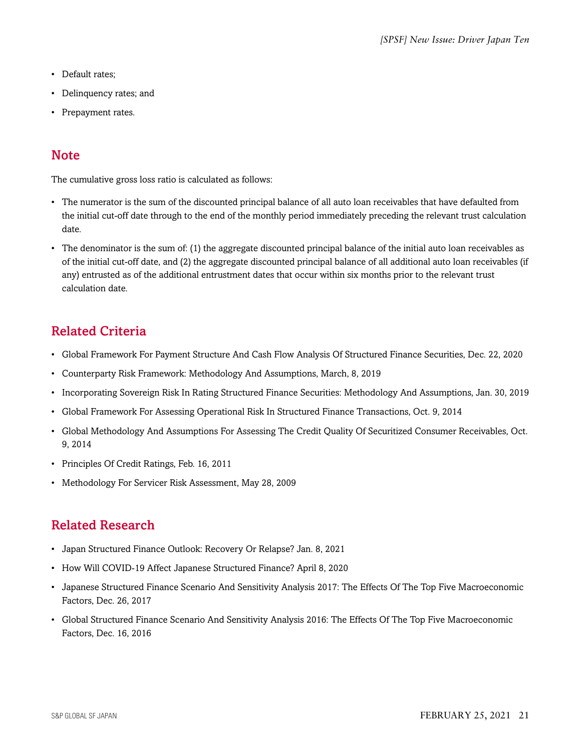- Default rates;
- Delinquency rates; and
- Prepayment rates.

## Note

The cumulative gross loss ratio is calculated as follows:

- The numerator is the sum of the discounted principal balance of all auto loan receivables that have defaulted from the initial cut-off date through to the end of the monthly period immediately preceding the relevant trust calculation date.
- The denominator is the sum of: (1) the aggregate discounted principal balance of the initial auto loan receivables as of the initial cut-off date, and (2) the aggregate discounted principal balance of all additional auto loan receivables (if any) entrusted as of the additional entrustment dates that occur within six months prior to the relevant trust calculation date.

## Related Criteria

- Global Framework For Payment Structure And Cash Flow Analysis Of Structured Finance Securities, Dec. 22, 2020
- Counterparty Risk Framework: Methodology And Assumptions, March, 8, 2019
- Incorporating Sovereign Risk In Rating Structured Finance Securities: Methodology And Assumptions, Jan. 30, 2019
- Global Framework For Assessing Operational Risk In Structured Finance Transactions, Oct. 9, 2014
- Global Methodology And Assumptions For Assessing The Credit Quality Of Securitized Consumer Receivables, Oct. 9, 2014
- Principles Of Credit Ratings, Feb. 16, 2011
- Methodology For Servicer Risk Assessment, May 28, 2009

## Related Research

- Japan Structured Finance Outlook: Recovery Or Relapse? Jan. 8, 2021
- How Will COVID-19 Affect Japanese Structured Finance? April 8, 2020
- Japanese Structured Finance Scenario And Sensitivity Analysis 2017: The Effects Of The Top Five Macroeconomic Factors, Dec. 26, 2017
- Global Structured Finance Scenario And Sensitivity Analysis 2016: The Effects Of The Top Five Macroeconomic Factors, Dec. 16, 2016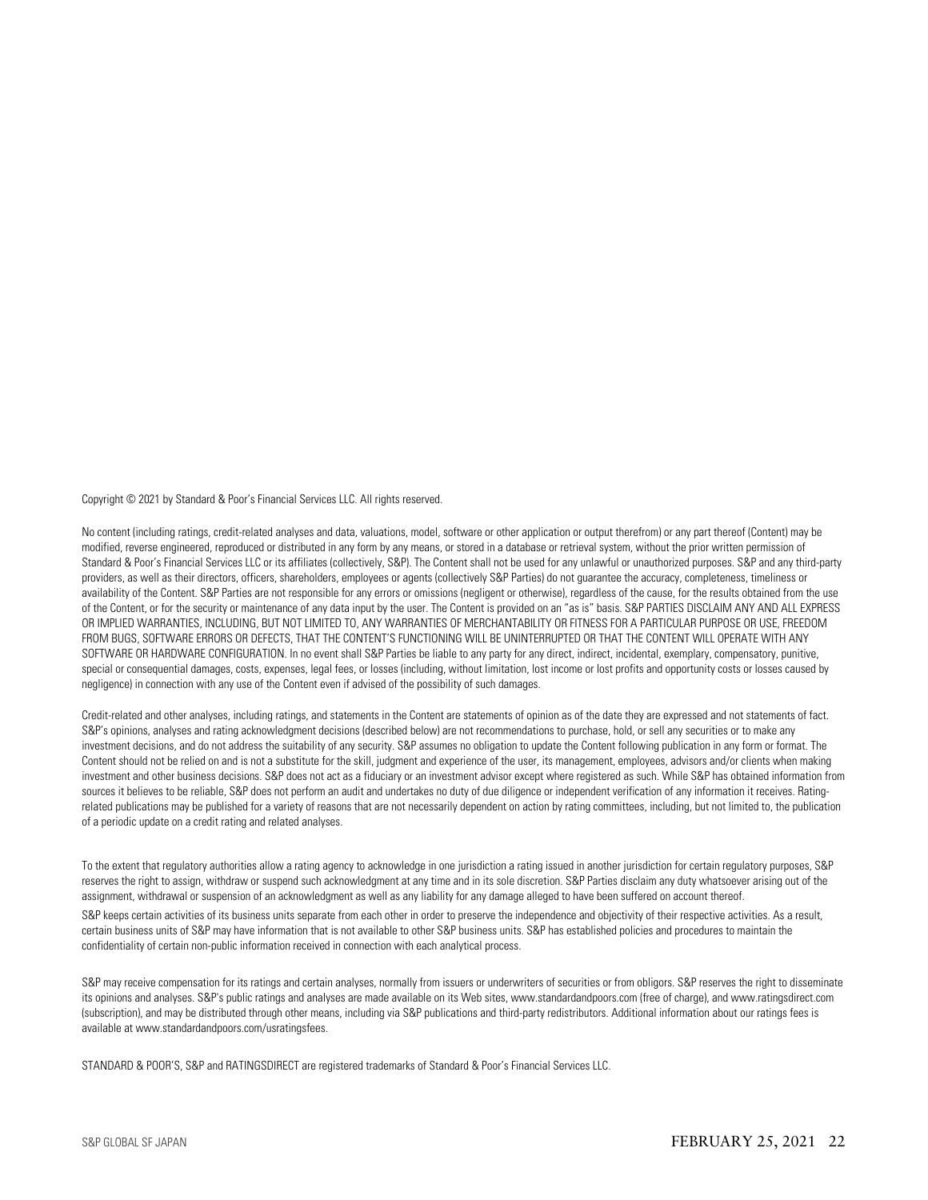Copyright © 2021 by Standard & Poor's Financial Services LLC. All rights reserved.

No content (including ratings, credit-related analyses and data, valuations, model, software or other application or output therefrom) or any part thereof (Content) may be modified, reverse engineered, reproduced or distributed in any form by any means, or stored in a database or retrieval system, without the prior written permission of Standard & Poor's Financial Services LLC or its affiliates (collectively, S&P). The Content shall not be used for any unlawful or unauthorized purposes. S&P and any third-party providers, as well as their directors, officers, shareholders, employees or agents (collectively S&P Parties) do not guarantee the accuracy, completeness, timeliness or availability of the Content. S&P Parties are not responsible for any errors or omissions (negligent or otherwise), regardless of the cause, for the results obtained from the use of the Content, or for the security or maintenance of any data input by the user. The Content is provided on an "as is" basis. S&P PARTIES DISCLAIM ANY AND ALL EXPRESS OR IMPLIED WARRANTIES, INCLUDING, BUT NOT LIMITED TO, ANY WARRANTIES OF MERCHANTABILITY OR FITNESS FOR A PARTICULAR PURPOSE OR USE, FREEDOM FROM BUGS, SOFTWARE ERRORS OR DEFECTS, THAT THE CONTENT'S FUNCTIONING WILL BE UNINTERRUPTED OR THAT THE CONTENT WILL OPERATE WITH ANY SOFTWARE OR HARDWARE CONFIGURATION. In no event shall S&P Parties be liable to any party for any direct, indirect, incidental, exemplary, compensatory, punitive, special or consequential damages, costs, expenses, legal fees, or losses (including, without limitation, lost income or lost profits and opportunity costs or losses caused by negligence) in connection with any use of the Content even if advised of the possibility of such damages.

Credit-related and other analyses, including ratings, and statements in the Content are statements of opinion as of the date they are expressed and not statements of fact. S&P's opinions, analyses and rating acknowledgment decisions (described below) are not recommendations to purchase, hold, or sell any securities or to make any investment decisions, and do not address the suitability of any security. S&P assumes no obligation to update the Content following publication in any form or format. The Content should not be relied on and is not a substitute for the skill, judgment and experience of the user, its management, employees, advisors and/or clients when making investment and other business decisions. S&P does not act as a fiduciary or an investment advisor except where registered as such. While S&P has obtained information from sources it believes to be reliable, S&P does not perform an audit and undertakes no duty of due diligence or independent verification of any information it receives. Rating-related publications may be published for a variety of reasons that are not necessarily dependent on action by rating committees, including, but not limited to, the publication of a periodic update on a credit rating and related analyses.

To the extent that regulatory authorities allow a rating agency to acknowledge in one jurisdiction a rating issued in another jurisdiction for certain regulatory purposes, S&P reserves the right to assign, withdraw or suspend such acknowledgment at any time and in its sole discretion. S&P Parties disclaim any duty whatsoever arising out of the assignment, withdrawal or suspension of an acknowledgment as well as any liability for any damage alleged to have been suffered on account thereof.

S&P keeps certain activities of its business units separate from each other in order to preserve the independence and objectivity of their respective activities. As a result, certain business units of S&P may have information that is not available to other S&P business units. S&P has established policies and procedures to maintain the confidentiality of certain non-public information received in connection with each analytical process.

S&P may receive compensation for its ratings and certain analyses, normally from issuers or underwriters of securities or from obligors. S&P reserves the right to disseminate its opinions and analyses. S&P's public ratings and analyses are made available on its Web sites, www.standardandpoors.com (free of charge), and www.ratingsdirect.com (subscription), and may be distributed through other means, including via S&P publications and third-party redistributors. Additional information about our ratings fees is available at www.standardandpoors.com/usratingsfees.

STANDARD & POOR'S, S&P and RATINGSDIRECT are registered trademarks of Standard & Poor's Financial Services LLC.